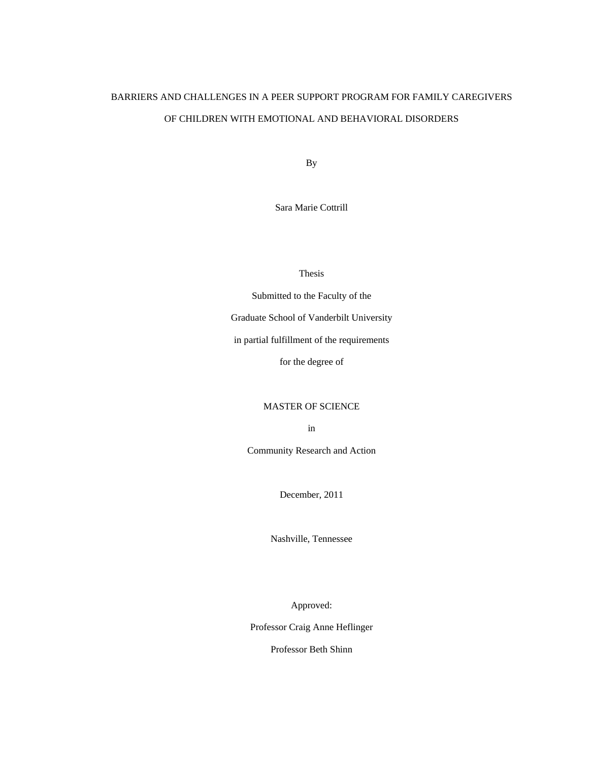# BARRIERS AND CHALLENGES IN A PEER SUPPORT PROGRAM FOR FAMILY CAREGIVERS OF CHILDREN WITH EMOTIONAL AND BEHAVIORAL DISORDERS

By

Sara Marie Cottrill

Thesis

Submitted to the Faculty of the

Graduate School of Vanderbilt University

in partial fulfillment of the requirements

for the degree of

MASTER OF SCIENCE

in

Community Research and Action

December, 2011

Nashville, Tennessee

Approved:

Professor Craig Anne Heflinger

Professor Beth Shinn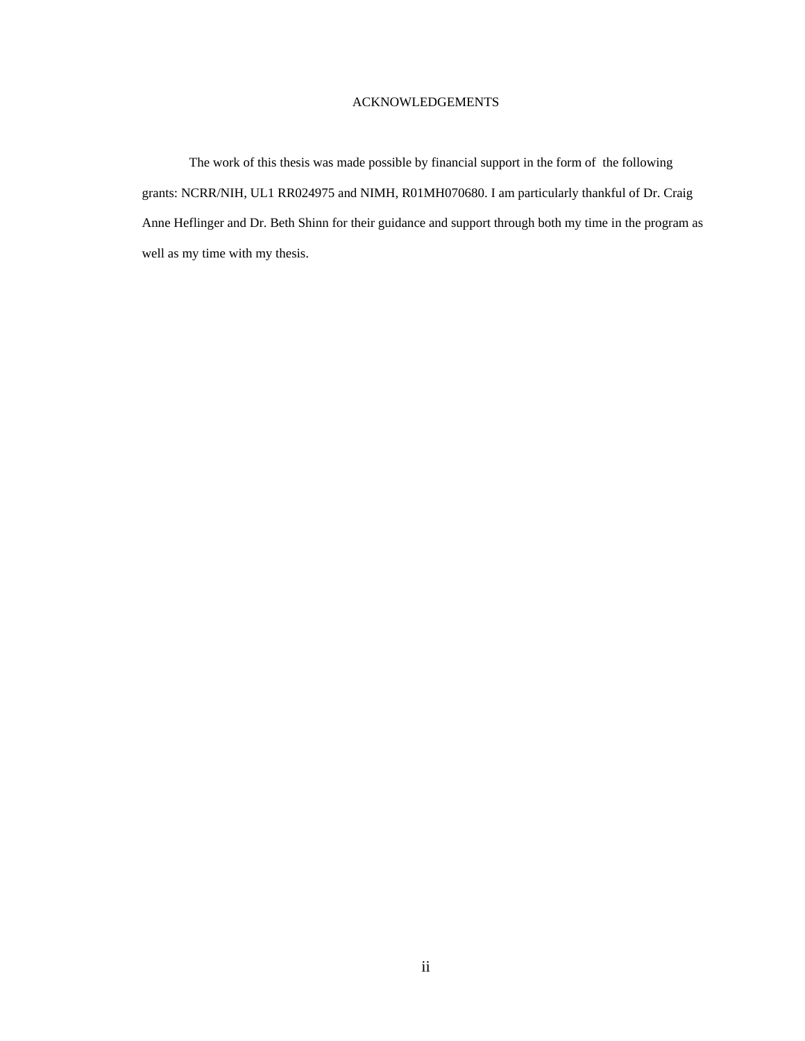# ACKNOWLEDGEMENTS

The work of this thesis was made possible by financial support in the form of the following grants: NCRR/NIH, UL1 RR024975 and NIMH, R01MH070680. I am particularly thankful of Dr. Craig Anne Heflinger and Dr. Beth Shinn for their guidance and support through both my time in the program as well as my time with my thesis.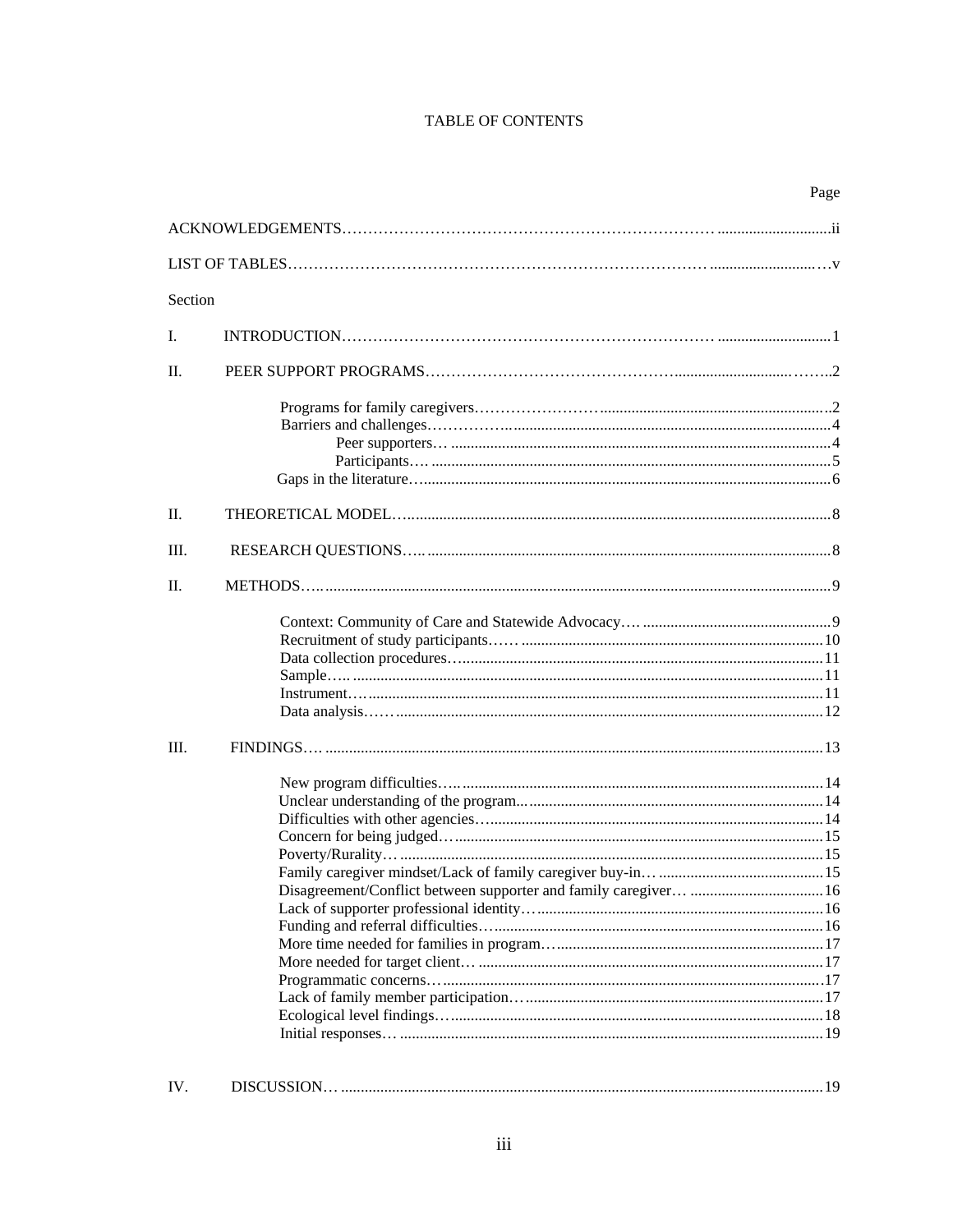# TABLE OF CONTENTS

| | | Page |
|---|---|---|
| ACKNOWLEDGEMENTS | | ii |
| LIST OF TABLES | | v |
| Section | | |
| I. | INTRODUCTION | 1 |
| II. | PEER SUPPORT PROGRAMS | 2 |
| | Programs for family caregivers | 2 |
| | Barriers and challenges | 4 |
| | Peer supporters | 4 |
| | Participants | 5 |
| | Gaps in the literature | 6 |
| II. | THEORETICAL MODEL | 8 |
| III. | RESEARCH QUESTIONS | 8 |
| II. | METHODS | 9 |
| | Context: Community of Care and Statewide Advocacy | 9 |
| | Recruitment of study participants | 10 |
| | Data collection procedures | 11 |
| | Sample | 11 |
| | Instrument | 11 |
| | Data analysis | 12 |
| III. | FINDINGS | 13 |
| | New program difficulties | 14 |
| | Unclear understanding of the program | 14 |
| | Difficulties with other agencies | 14 |
| | Concern for being judged | 15 |
| | Poverty/Rurality | 15 |
| | Family caregiver mindset/Lack of family caregiver buy-in | 15 |
| | Disagreement/Conflict between supporter and family caregiver | 16 |
| | Lack of supporter professional identity | 16 |
| | Funding and referral difficulties | 16 |
| | More time needed for families in program | 17 |
| | More needed for target client | 17 |
| | Programmatic concerns | 17 |
| | Lack of family member participation | 17 |
| | Ecological level findings | 18 |
| | Initial responses | 19 |
| IV. | DISCUSSION | 19 |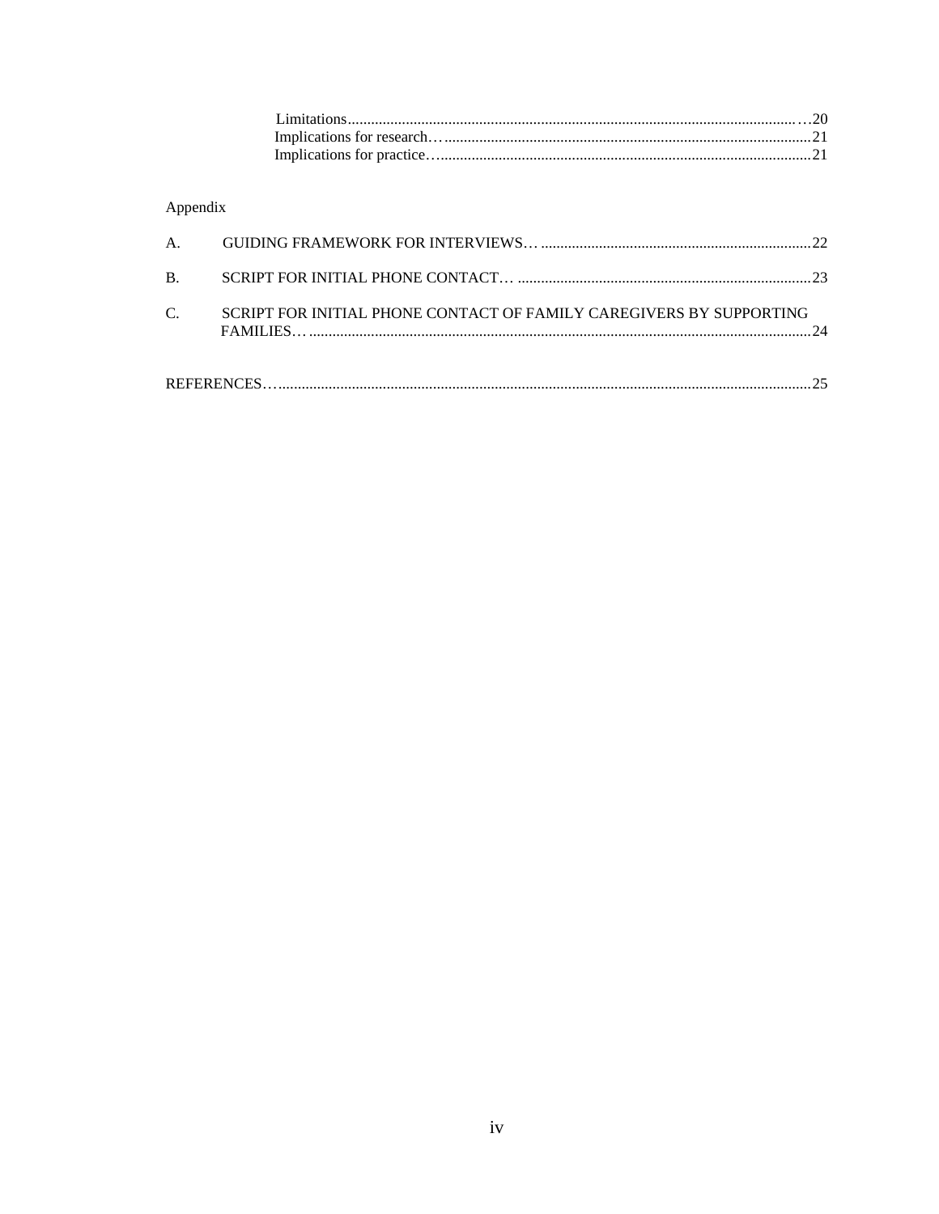Limitations…20
Implications for research…21
Implications for practice…21

Appendix

A. GUIDING FRAMEWORK FOR INTERVIEWS…22

B. SCRIPT FOR INITIAL PHONE CONTACT…23

C. SCRIPT FOR INITIAL PHONE CONTACT OF FAMILY CAREGIVERS BY SUPPORTING FAMILIES…24

REFERENCES…25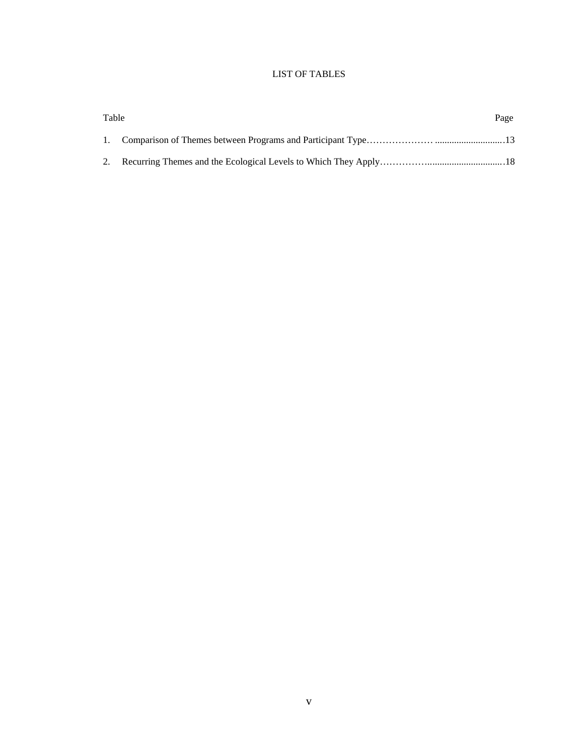# LIST OF TABLES

| Table | | Page |
|---|---|---|
| 1. | Comparison of Themes between Programs and Participant Type | 13 |
| 2. | Recurring Themes and the Ecological Levels to Which They Apply | 18 |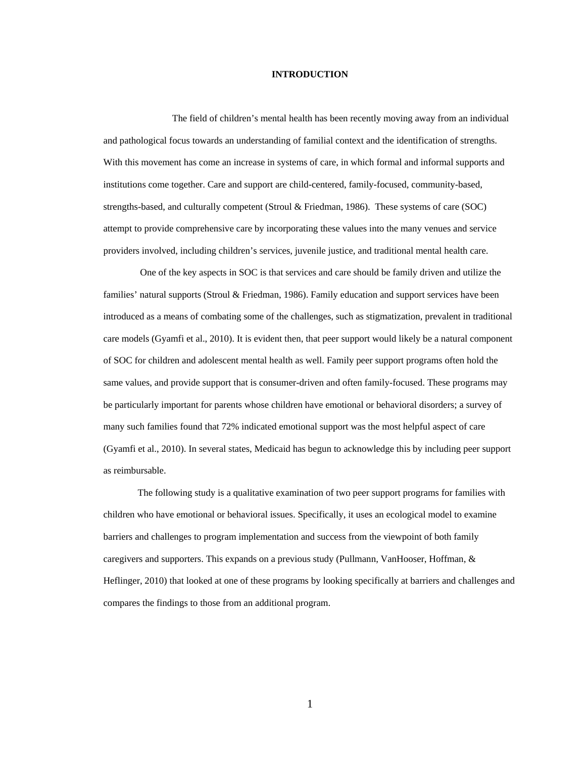# INTRODUCTION

The field of children's mental health has been recently moving away from an individual and pathological focus towards an understanding of familial context and the identification of strengths. With this movement has come an increase in systems of care, in which formal and informal supports and institutions come together. Care and support are child-centered, family-focused, community-based, strengths-based, and culturally competent (Stroul & Friedman, 1986). These systems of care (SOC) attempt to provide comprehensive care by incorporating these values into the many venues and service providers involved, including children's services, juvenile justice, and traditional mental health care.

One of the key aspects in SOC is that services and care should be family driven and utilize the families' natural supports (Stroul & Friedman, 1986). Family education and support services have been introduced as a means of combating some of the challenges, such as stigmatization, prevalent in traditional care models (Gyamfi et al., 2010). It is evident then, that peer support would likely be a natural component of SOC for children and adolescent mental health as well. Family peer support programs often hold the same values, and provide support that is consumer-driven and often family-focused. These programs may be particularly important for parents whose children have emotional or behavioral disorders; a survey of many such families found that 72% indicated emotional support was the most helpful aspect of care (Gyamfi et al., 2010). In several states, Medicaid has begun to acknowledge this by including peer support as reimbursable.

The following study is a qualitative examination of two peer support programs for families with children who have emotional or behavioral issues. Specifically, it uses an ecological model to examine barriers and challenges to program implementation and success from the viewpoint of both family caregivers and supporters. This expands on a previous study (Pullmann, VanHooser, Hoffman, & Heflinger, 2010) that looked at one of these programs by looking specifically at barriers and challenges and compares the findings to those from an additional program.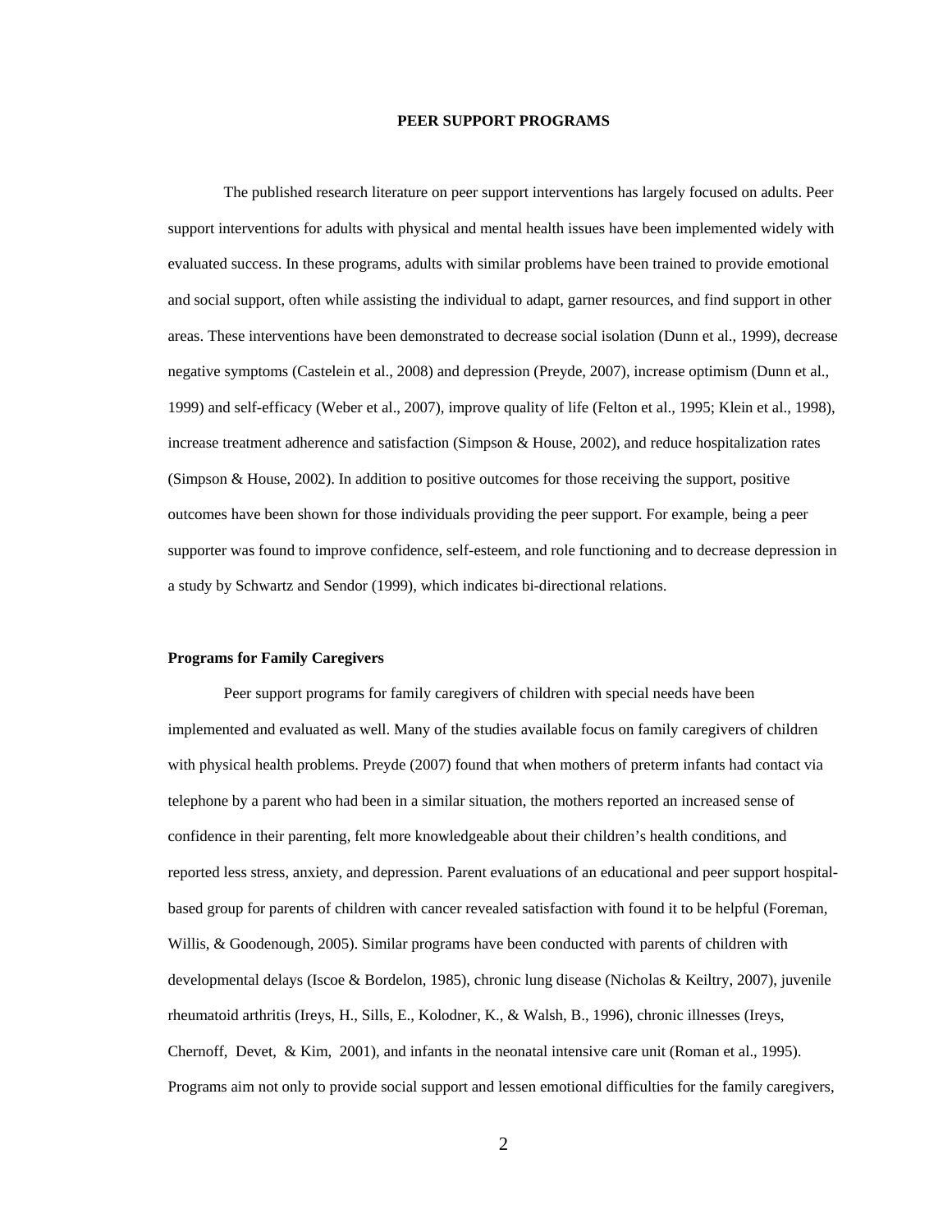**PEER SUPPORT PROGRAMS**

The published research literature on peer support interventions has largely focused on adults. Peer support interventions for adults with physical and mental health issues have been implemented widely with evaluated success. In these programs, adults with similar problems have been trained to provide emotional and social support, often while assisting the individual to adapt, garner resources, and find support in other areas. These interventions have been demonstrated to decrease social isolation (Dunn et al., 1999), decrease negative symptoms (Castelein et al., 2008) and depression (Preyde, 2007), increase optimism (Dunn et al., 1999) and self-efficacy (Weber et al., 2007), improve quality of life (Felton et al., 1995; Klein et al., 1998), increase treatment adherence and satisfaction (Simpson & House, 2002), and reduce hospitalization rates (Simpson & House, 2002). In addition to positive outcomes for those receiving the support, positive outcomes have been shown for those individuals providing the peer support. For example, being a peer supporter was found to improve confidence, self-esteem, and role functioning and to decrease depression in a study by Schwartz and Sendor (1999), which indicates bi-directional relations.

**Programs for Family Caregivers**

Peer support programs for family caregivers of children with special needs have been implemented and evaluated as well. Many of the studies available focus on family caregivers of children with physical health problems. Preyde (2007) found that when mothers of preterm infants had contact via telephone by a parent who had been in a similar situation, the mothers reported an increased sense of confidence in their parenting, felt more knowledgeable about their children's health conditions, and reported less stress, anxiety, and depression. Parent evaluations of an educational and peer support hospital-based group for parents of children with cancer revealed satisfaction with found it to be helpful (Foreman, Willis, & Goodenough, 2005). Similar programs have been conducted with parents of children with developmental delays (Iscoe & Bordelon, 1985), chronic lung disease (Nicholas & Keiltry, 2007), juvenile rheumatoid arthritis (Ireys, H., Sills, E., Kolodner, K., & Walsh, B., 1996), chronic illnesses (Ireys, Chernoff, Devet, & Kim, 2001), and infants in the neonatal intensive care unit (Roman et al., 1995). Programs aim not only to provide social support and lessen emotional difficulties for the family caregivers,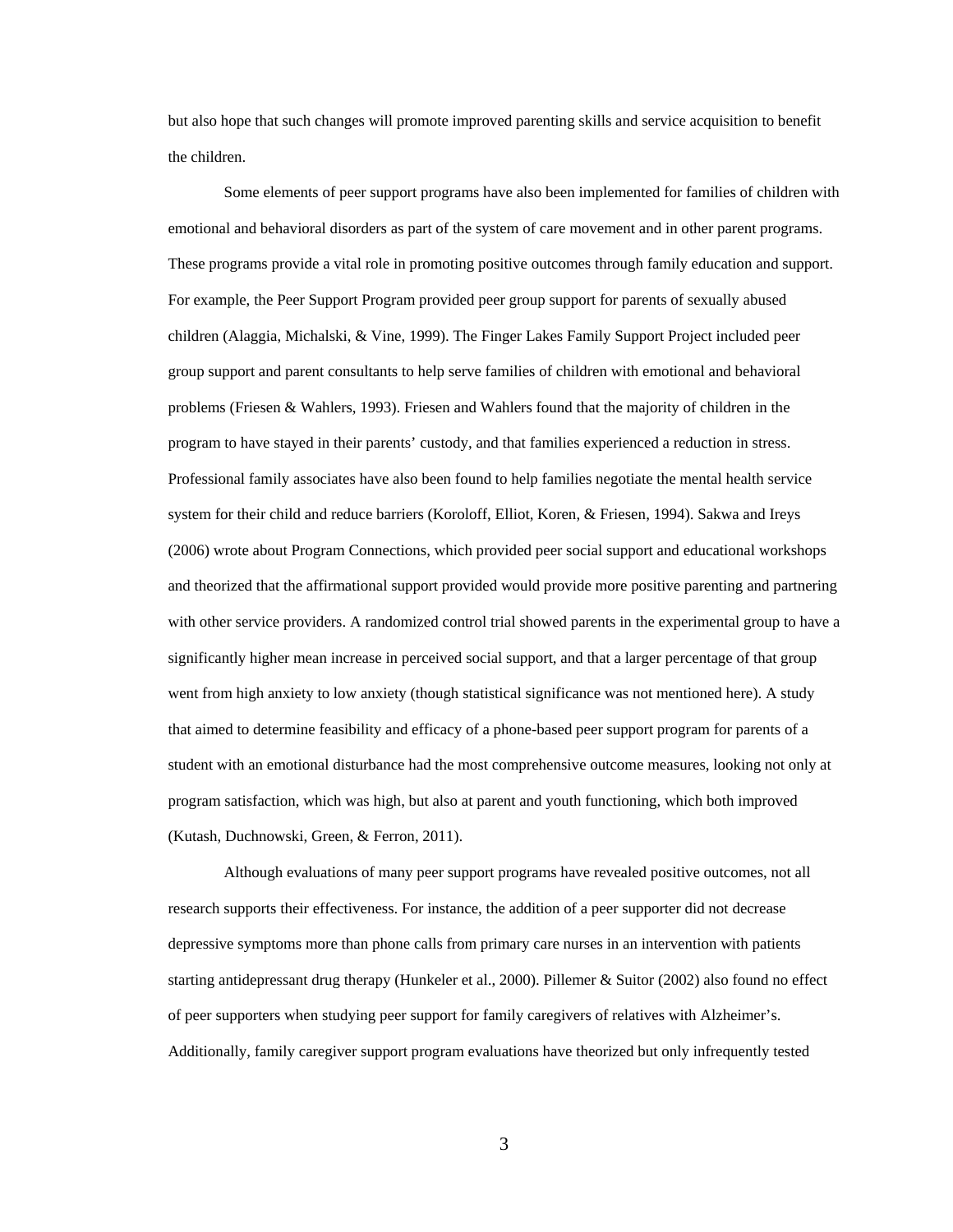but also hope that such changes will promote improved parenting skills and service acquisition to benefit the children.

Some elements of peer support programs have also been implemented for families of children with emotional and behavioral disorders as part of the system of care movement and in other parent programs. These programs provide a vital role in promoting positive outcomes through family education and support. For example, the Peer Support Program provided peer group support for parents of sexually abused children (Alaggia, Michalski, & Vine, 1999). The Finger Lakes Family Support Project included peer group support and parent consultants to help serve families of children with emotional and behavioral problems (Friesen & Wahlers, 1993). Friesen and Wahlers found that the majority of children in the program to have stayed in their parents' custody, and that families experienced a reduction in stress. Professional family associates have also been found to help families negotiate the mental health service system for their child and reduce barriers (Koroloff, Elliot, Koren, & Friesen, 1994). Sakwa and Ireys (2006) wrote about Program Connections, which provided peer social support and educational workshops and theorized that the affirmational support provided would provide more positive parenting and partnering with other service providers. A randomized control trial showed parents in the experimental group to have a significantly higher mean increase in perceived social support, and that a larger percentage of that group went from high anxiety to low anxiety (though statistical significance was not mentioned here). A study that aimed to determine feasibility and efficacy of a phone-based peer support program for parents of a student with an emotional disturbance had the most comprehensive outcome measures, looking not only at program satisfaction, which was high, but also at parent and youth functioning, which both improved (Kutash, Duchnowski, Green, & Ferron, 2011).

Although evaluations of many peer support programs have revealed positive outcomes, not all research supports their effectiveness. For instance, the addition of a peer supporter did not decrease depressive symptoms more than phone calls from primary care nurses in an intervention with patients starting antidepressant drug therapy (Hunkeler et al., 2000). Pillemer & Suitor (2002) also found no effect of peer supporters when studying peer support for family caregivers of relatives with Alzheimer's. Additionally, family caregiver support program evaluations have theorized but only infrequently tested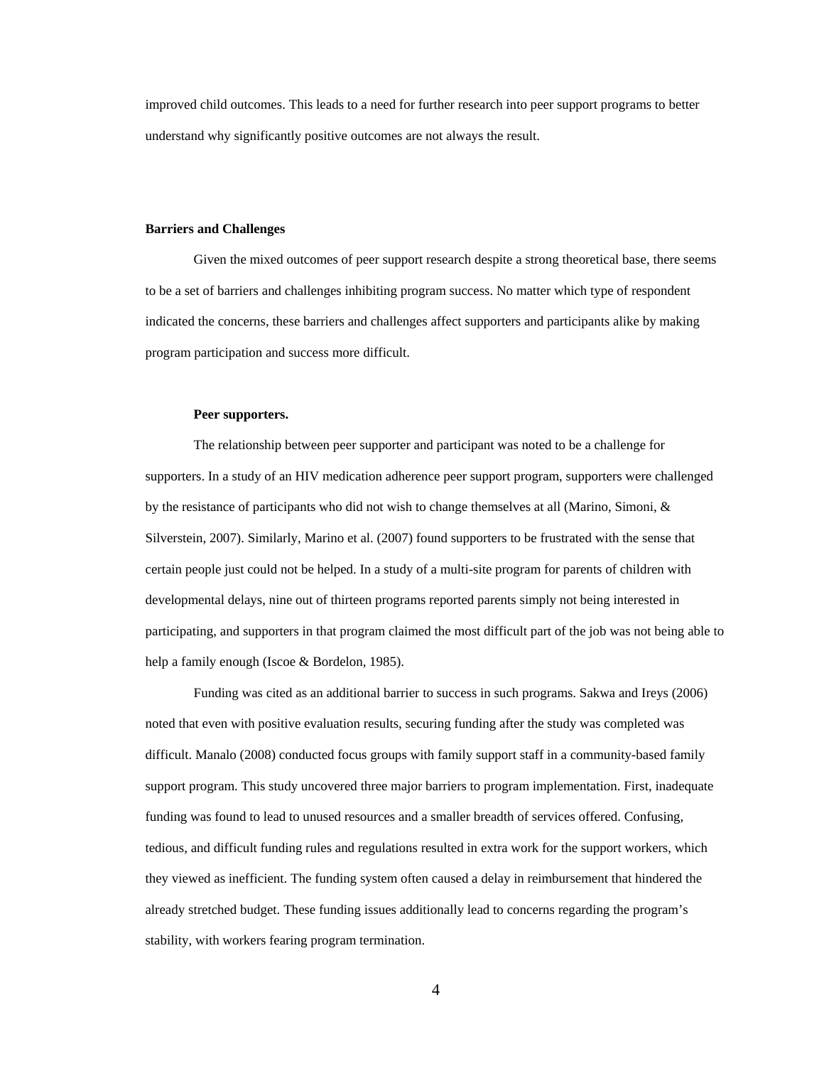improved child outcomes. This leads to a need for further research into peer support programs to better understand why significantly positive outcomes are not always the result.

## Barriers and Challenges

Given the mixed outcomes of peer support research despite a strong theoretical base, there seems to be a set of barriers and challenges inhibiting program success. No matter which type of respondent indicated the concerns, these barriers and challenges affect supporters and participants alike by making program participation and success more difficult.

### Peer supporters.

The relationship between peer supporter and participant was noted to be a challenge for supporters. In a study of an HIV medication adherence peer support program, supporters were challenged by the resistance of participants who did not wish to change themselves at all (Marino, Simoni, & Silverstein, 2007). Similarly, Marino et al. (2007) found supporters to be frustrated with the sense that certain people just could not be helped. In a study of a multi-site program for parents of children with developmental delays, nine out of thirteen programs reported parents simply not being interested in participating, and supporters in that program claimed the most difficult part of the job was not being able to help a family enough (Iscoe & Bordelon, 1985).

Funding was cited as an additional barrier to success in such programs. Sakwa and Ireys (2006) noted that even with positive evaluation results, securing funding after the study was completed was difficult. Manalo (2008) conducted focus groups with family support staff in a community-based family support program. This study uncovered three major barriers to program implementation. First, inadequate funding was found to lead to unused resources and a smaller breadth of services offered. Confusing, tedious, and difficult funding rules and regulations resulted in extra work for the support workers, which they viewed as inefficient. The funding system often caused a delay in reimbursement that hindered the already stretched budget. These funding issues additionally lead to concerns regarding the program's stability, with workers fearing program termination.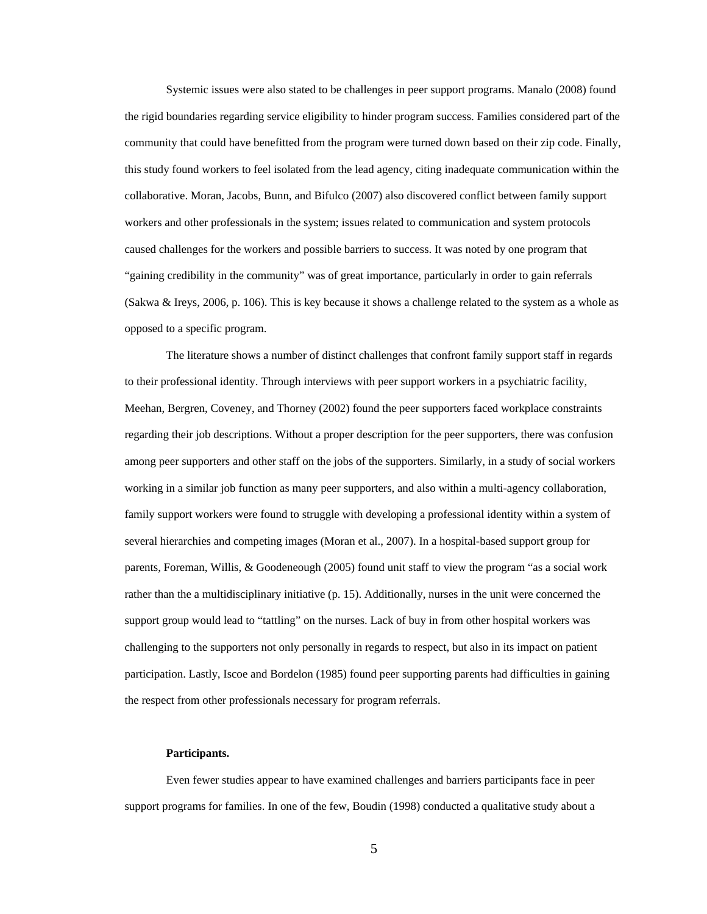Systemic issues were also stated to be challenges in peer support programs. Manalo (2008) found the rigid boundaries regarding service eligibility to hinder program success. Families considered part of the community that could have benefitted from the program were turned down based on their zip code. Finally, this study found workers to feel isolated from the lead agency, citing inadequate communication within the collaborative. Moran, Jacobs, Bunn, and Bifulco (2007) also discovered conflict between family support workers and other professionals in the system; issues related to communication and system protocols caused challenges for the workers and possible barriers to success. It was noted by one program that "gaining credibility in the community" was of great importance, particularly in order to gain referrals (Sakwa & Ireys, 2006, p. 106). This is key because it shows a challenge related to the system as a whole as opposed to a specific program.

The literature shows a number of distinct challenges that confront family support staff in regards to their professional identity. Through interviews with peer support workers in a psychiatric facility, Meehan, Bergren, Coveney, and Thorney (2002) found the peer supporters faced workplace constraints regarding their job descriptions. Without a proper description for the peer supporters, there was confusion among peer supporters and other staff on the jobs of the supporters. Similarly, in a study of social workers working in a similar job function as many peer supporters, and also within a multi-agency collaboration, family support workers were found to struggle with developing a professional identity within a system of several hierarchies and competing images (Moran et al., 2007). In a hospital-based support group for parents, Foreman, Willis, & Goodeneough (2005) found unit staff to view the program "as a social work rather than the a multidisciplinary initiative (p. 15). Additionally, nurses in the unit were concerned the support group would lead to "tattling" on the nurses. Lack of buy in from other hospital workers was challenging to the supporters not only personally in regards to respect, but also in its impact on patient participation. Lastly, Iscoe and Bordelon (1985) found peer supporting parents had difficulties in gaining the respect from other professionals necessary for program referrals.

**Participants.**

Even fewer studies appear to have examined challenges and barriers participants face in peer support programs for families. In one of the few, Boudin (1998) conducted a qualitative study about a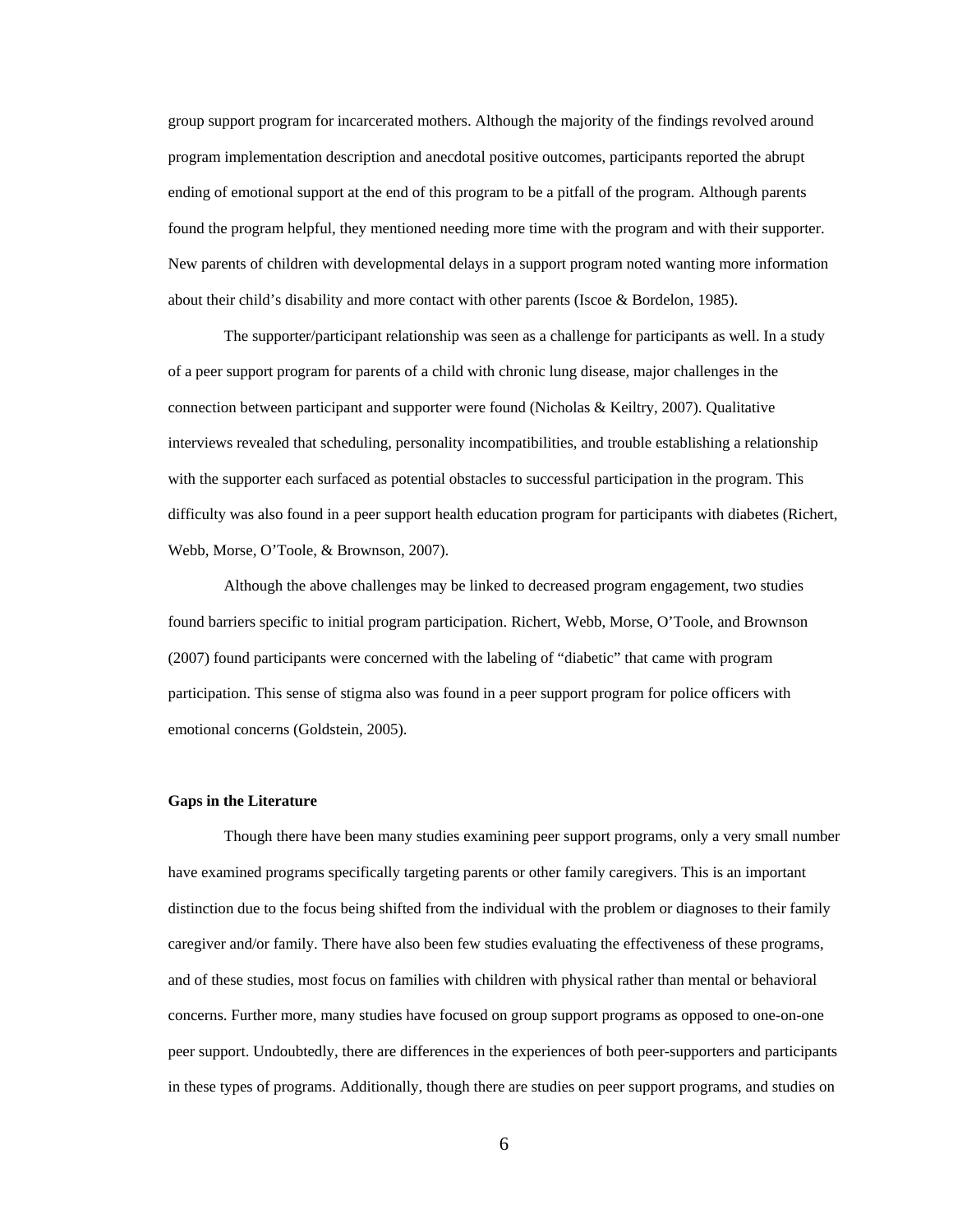group support program for incarcerated mothers. Although the majority of the findings revolved around program implementation description and anecdotal positive outcomes, participants reported the abrupt ending of emotional support at the end of this program to be a pitfall of the program. Although parents found the program helpful, they mentioned needing more time with the program and with their supporter. New parents of children with developmental delays in a support program noted wanting more information about their child's disability and more contact with other parents (Iscoe & Bordelon, 1985).

The supporter/participant relationship was seen as a challenge for participants as well. In a study of a peer support program for parents of a child with chronic lung disease, major challenges in the connection between participant and supporter were found (Nicholas & Keiltry, 2007). Qualitative interviews revealed that scheduling, personality incompatibilities, and trouble establishing a relationship with the supporter each surfaced as potential obstacles to successful participation in the program. This difficulty was also found in a peer support health education program for participants with diabetes (Richert, Webb, Morse, O'Toole, & Brownson, 2007).

Although the above challenges may be linked to decreased program engagement, two studies found barriers specific to initial program participation. Richert, Webb, Morse, O'Toole, and Brownson (2007) found participants were concerned with the labeling of "diabetic" that came with program participation. This sense of stigma also was found in a peer support program for police officers with emotional concerns (Goldstein, 2005).

**Gaps in the Literature**

Though there have been many studies examining peer support programs, only a very small number have examined programs specifically targeting parents or other family caregivers. This is an important distinction due to the focus being shifted from the individual with the problem or diagnoses to their family caregiver and/or family. There have also been few studies evaluating the effectiveness of these programs, and of these studies, most focus on families with children with physical rather than mental or behavioral concerns. Further more, many studies have focused on group support programs as opposed to one-on-one peer support. Undoubtedly, there are differences in the experiences of both peer-supporters and participants in these types of programs. Additionally, though there are studies on peer support programs, and studies on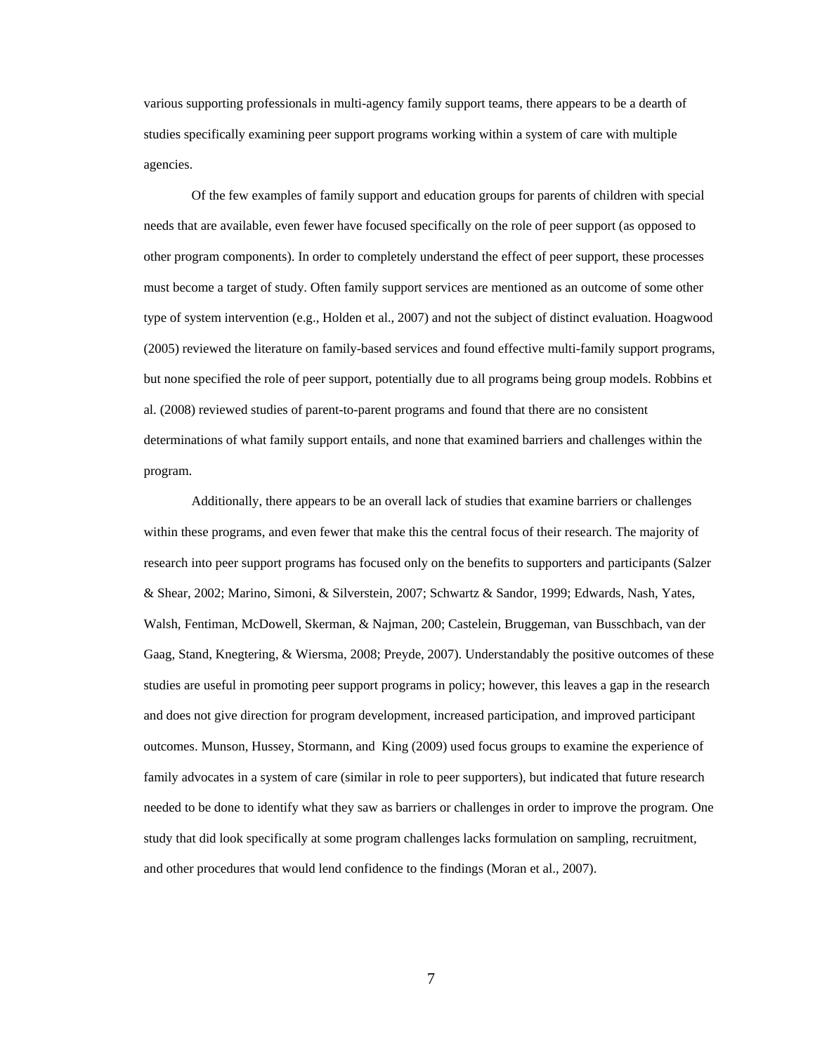various supporting professionals in multi-agency family support teams, there appears to be a dearth of studies specifically examining peer support programs working within a system of care with multiple agencies.

Of the few examples of family support and education groups for parents of children with special needs that are available, even fewer have focused specifically on the role of peer support (as opposed to other program components). In order to completely understand the effect of peer support, these processes must become a target of study. Often family support services are mentioned as an outcome of some other type of system intervention (e.g., Holden et al., 2007) and not the subject of distinct evaluation. Hoagwood (2005) reviewed the literature on family-based services and found effective multi-family support programs, but none specified the role of peer support, potentially due to all programs being group models. Robbins et al. (2008) reviewed studies of parent-to-parent programs and found that there are no consistent determinations of what family support entails, and none that examined barriers and challenges within the program.

Additionally, there appears to be an overall lack of studies that examine barriers or challenges within these programs, and even fewer that make this the central focus of their research. The majority of research into peer support programs has focused only on the benefits to supporters and participants (Salzer & Shear, 2002; Marino, Simoni, & Silverstein, 2007; Schwartz & Sandor, 1999; Edwards, Nash, Yates, Walsh, Fentiman, McDowell, Skerman, & Najman, 200; Castelein, Bruggeman, van Busschbach, van der Gaag, Stand, Knegtering, & Wiersma, 2008; Preyde, 2007). Understandably the positive outcomes of these studies are useful in promoting peer support programs in policy; however, this leaves a gap in the research and does not give direction for program development, increased participation, and improved participant outcomes. Munson, Hussey, Stormann, and King (2009) used focus groups to examine the experience of family advocates in a system of care (similar in role to peer supporters), but indicated that future research needed to be done to identify what they saw as barriers or challenges in order to improve the program. One study that did look specifically at some program challenges lacks formulation on sampling, recruitment, and other procedures that would lend confidence to the findings (Moran et al., 2007).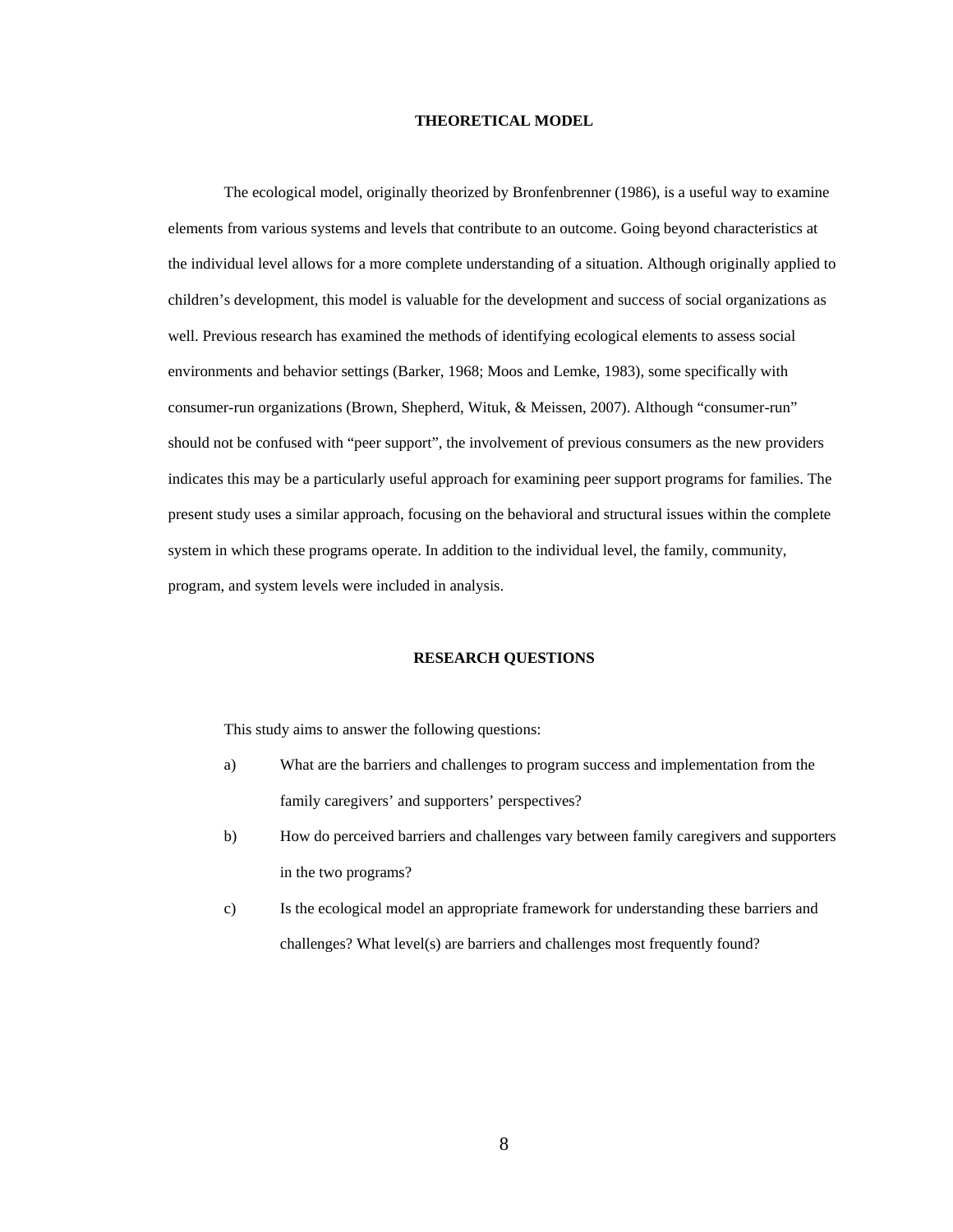## THEORETICAL MODEL

The ecological model, originally theorized by Bronfenbrenner (1986), is a useful way to examine elements from various systems and levels that contribute to an outcome. Going beyond characteristics at the individual level allows for a more complete understanding of a situation. Although originally applied to children's development, this model is valuable for the development and success of social organizations as well. Previous research has examined the methods of identifying ecological elements to assess social environments and behavior settings (Barker, 1968; Moos and Lemke, 1983), some specifically with consumer-run organizations (Brown, Shepherd, Wituk, & Meissen, 2007). Although "consumer-run" should not be confused with "peer support", the involvement of previous consumers as the new providers indicates this may be a particularly useful approach for examining peer support programs for families. The present study uses a similar approach, focusing on the behavioral and structural issues within the complete system in which these programs operate. In addition to the individual level, the family, community, program, and system levels were included in analysis.

## RESEARCH QUESTIONS

This study aims to answer the following questions:

a) What are the barriers and challenges to program success and implementation from the family caregivers' and supporters' perspectives?

b) How do perceived barriers and challenges vary between family caregivers and supporters in the two programs?

c) Is the ecological model an appropriate framework for understanding these barriers and challenges? What level(s) are barriers and challenges most frequently found?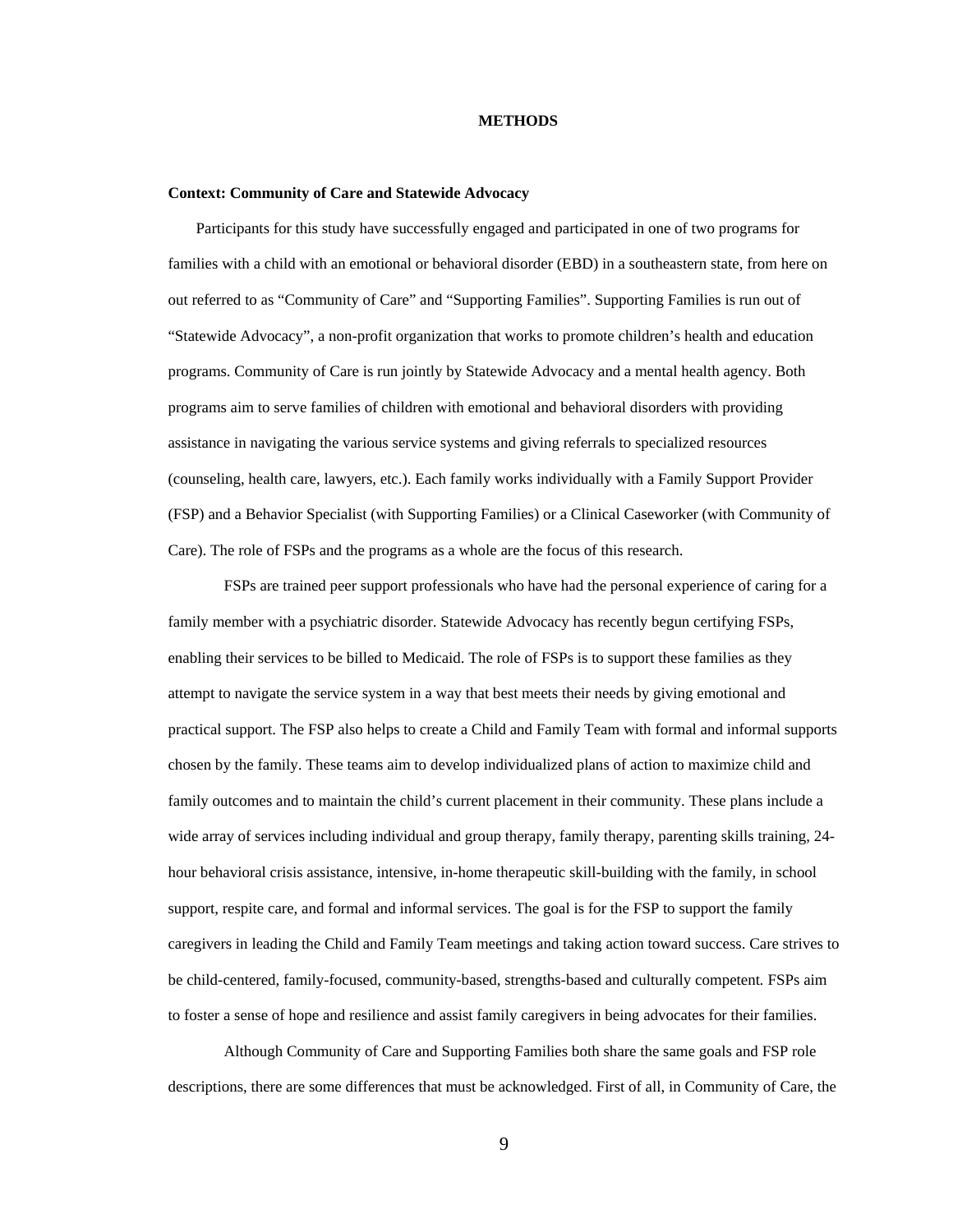# METHODS

### Context: Community of Care and Statewide Advocacy

Participants for this study have successfully engaged and participated in one of two programs for families with a child with an emotional or behavioral disorder (EBD) in a southeastern state, from here on out referred to as "Community of Care" and "Supporting Families". Supporting Families is run out of "Statewide Advocacy", a non-profit organization that works to promote children's health and education programs. Community of Care is run jointly by Statewide Advocacy and a mental health agency. Both programs aim to serve families of children with emotional and behavioral disorders with providing assistance in navigating the various service systems and giving referrals to specialized resources (counseling, health care, lawyers, etc.). Each family works individually with a Family Support Provider (FSP) and a Behavior Specialist (with Supporting Families) or a Clinical Caseworker (with Community of Care). The role of FSPs and the programs as a whole are the focus of this research.

FSPs are trained peer support professionals who have had the personal experience of caring for a family member with a psychiatric disorder. Statewide Advocacy has recently begun certifying FSPs, enabling their services to be billed to Medicaid. The role of FSPs is to support these families as they attempt to navigate the service system in a way that best meets their needs by giving emotional and practical support. The FSP also helps to create a Child and Family Team with formal and informal supports chosen by the family. These teams aim to develop individualized plans of action to maximize child and family outcomes and to maintain the child's current placement in their community. These plans include a wide array of services including individual and group therapy, family therapy, parenting skills training, 24-hour behavioral crisis assistance, intensive, in-home therapeutic skill-building with the family, in school support, respite care, and formal and informal services. The goal is for the FSP to support the family caregivers in leading the Child and Family Team meetings and taking action toward success. Care strives to be child-centered, family-focused, community-based, strengths-based and culturally competent. FSPs aim to foster a sense of hope and resilience and assist family caregivers in being advocates for their families.

Although Community of Care and Supporting Families both share the same goals and FSP role descriptions, there are some differences that must be acknowledged. First of all, in Community of Care, the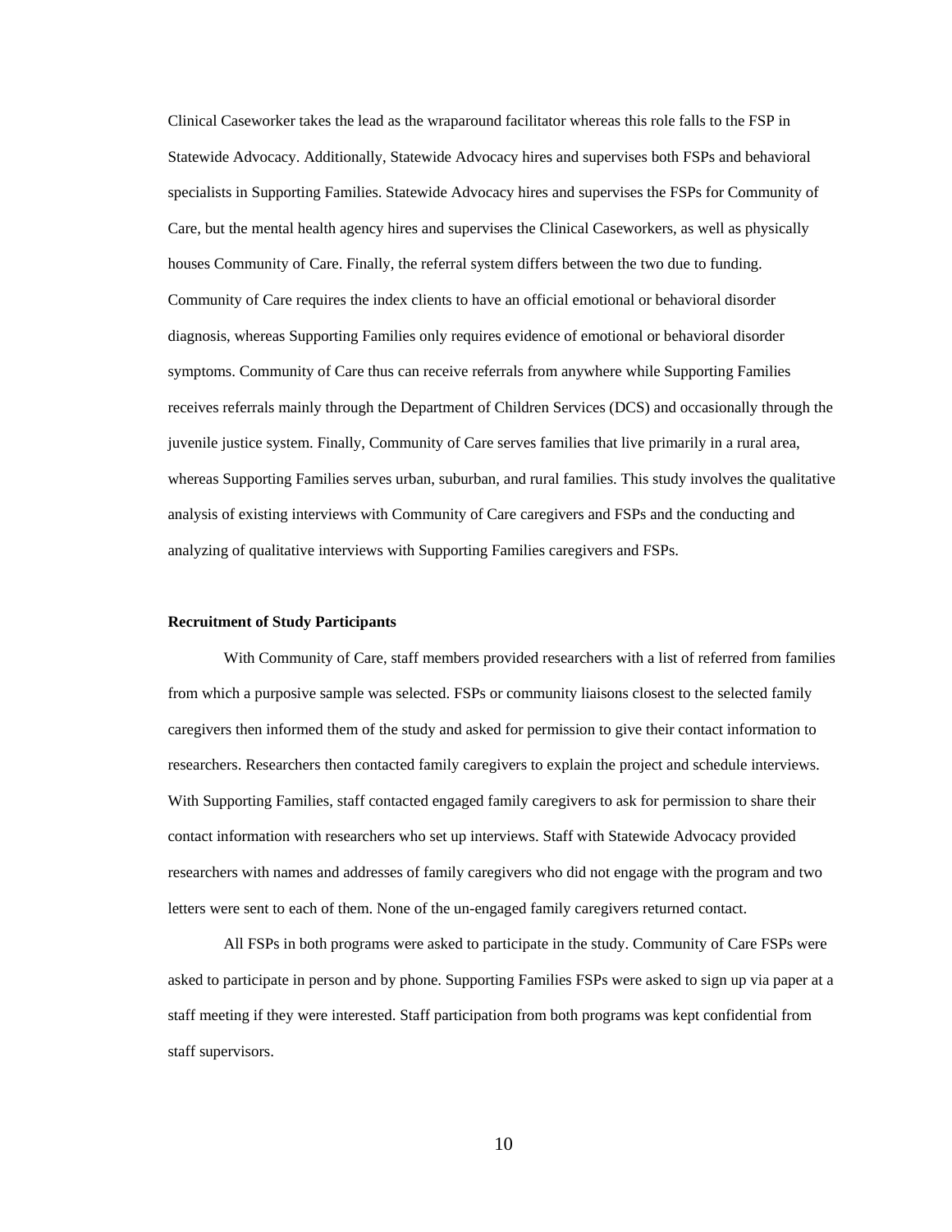Clinical Caseworker takes the lead as the wraparound facilitator whereas this role falls to the FSP in Statewide Advocacy. Additionally, Statewide Advocacy hires and supervises both FSPs and behavioral specialists in Supporting Families. Statewide Advocacy hires and supervises the FSPs for Community of Care, but the mental health agency hires and supervises the Clinical Caseworkers, as well as physically houses Community of Care. Finally, the referral system differs between the two due to funding. Community of Care requires the index clients to have an official emotional or behavioral disorder diagnosis, whereas Supporting Families only requires evidence of emotional or behavioral disorder symptoms. Community of Care thus can receive referrals from anywhere while Supporting Families receives referrals mainly through the Department of Children Services (DCS) and occasionally through the juvenile justice system. Finally, Community of Care serves families that live primarily in a rural area, whereas Supporting Families serves urban, suburban, and rural families. This study involves the qualitative analysis of existing interviews with Community of Care caregivers and FSPs and the conducting and analyzing of qualitative interviews with Supporting Families caregivers and FSPs.

**Recruitment of Study Participants**

With Community of Care, staff members provided researchers with a list of referred from families from which a purposive sample was selected. FSPs or community liaisons closest to the selected family caregivers then informed them of the study and asked for permission to give their contact information to researchers. Researchers then contacted family caregivers to explain the project and schedule interviews. With Supporting Families, staff contacted engaged family caregivers to ask for permission to share their contact information with researchers who set up interviews. Staff with Statewide Advocacy provided researchers with names and addresses of family caregivers who did not engage with the program and two letters were sent to each of them. None of the un-engaged family caregivers returned contact.

All FSPs in both programs were asked to participate in the study. Community of Care FSPs were asked to participate in person and by phone. Supporting Families FSPs were asked to sign up via paper at a staff meeting if they were interested. Staff participation from both programs was kept confidential from staff supervisors.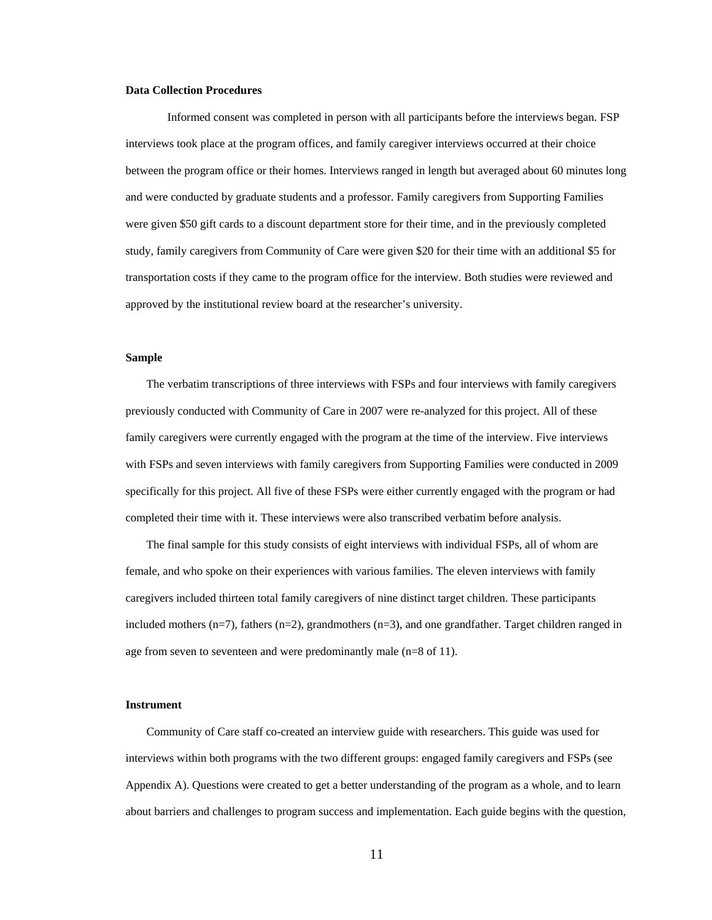**Data Collection Procedures**

Informed consent was completed in person with all participants before the interviews began. FSP interviews took place at the program offices, and family caregiver interviews occurred at their choice between the program office or their homes. Interviews ranged in length but averaged about 60 minutes long and were conducted by graduate students and a professor. Family caregivers from Supporting Families were given $50 gift cards to a discount department store for their time, and in the previously completed study, family caregivers from Community of Care were given $20 for their time with an additional $5 for transportation costs if they came to the program office for the interview. Both studies were reviewed and approved by the institutional review board at the researcher's university.

**Sample**

The verbatim transcriptions of three interviews with FSPs and four interviews with family caregivers previously conducted with Community of Care in 2007 were re-analyzed for this project. All of these family caregivers were currently engaged with the program at the time of the interview. Five interviews with FSPs and seven interviews with family caregivers from Supporting Families were conducted in 2009 specifically for this project. All five of these FSPs were either currently engaged with the program or had completed their time with it. These interviews were also transcribed verbatim before analysis.

The final sample for this study consists of eight interviews with individual FSPs, all of whom are female, and who spoke on their experiences with various families. The eleven interviews with family caregivers included thirteen total family caregivers of nine distinct target children. These participants included mothers (n=7), fathers (n=2), grandmothers (n=3), and one grandfather. Target children ranged in age from seven to seventeen and were predominantly male (n=8 of 11).

**Instrument**

Community of Care staff co-created an interview guide with researchers. This guide was used for interviews within both programs with the two different groups: engaged family caregivers and FSPs (see Appendix A). Questions were created to get a better understanding of the program as a whole, and to learn about barriers and challenges to program success and implementation. Each guide begins with the question,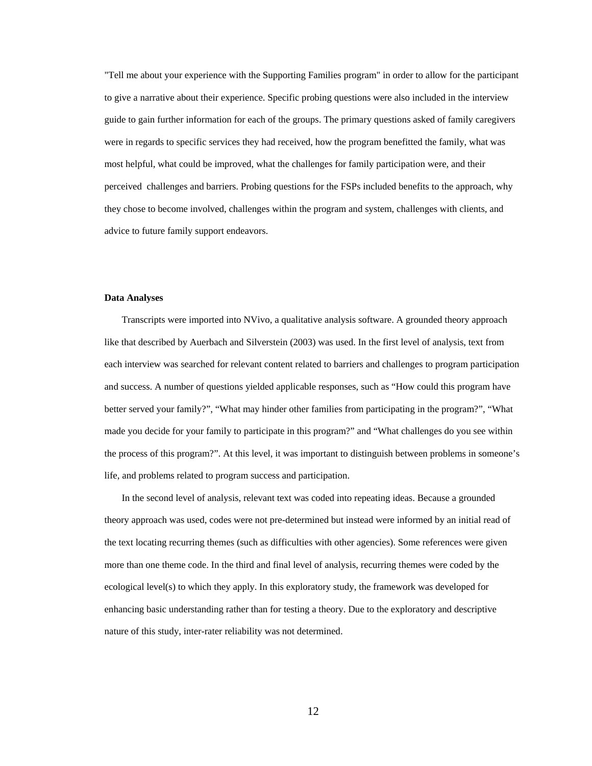"Tell me about your experience with the Supporting Families program" in order to allow for the participant to give a narrative about their experience. Specific probing questions were also included in the interview guide to gain further information for each of the groups. The primary questions asked of family caregivers were in regards to specific services they had received, how the program benefitted the family, what was most helpful, what could be improved, what the challenges for family participation were, and their perceived challenges and barriers. Probing questions for the FSPs included benefits to the approach, why they chose to become involved, challenges within the program and system, challenges with clients, and advice to future family support endeavors.

**Data Analyses**

Transcripts were imported into NVivo, a qualitative analysis software. A grounded theory approach like that described by Auerbach and Silverstein (2003) was used. In the first level of analysis, text from each interview was searched for relevant content related to barriers and challenges to program participation and success. A number of questions yielded applicable responses, such as "How could this program have better served your family?", "What may hinder other families from participating in the program?", "What made you decide for your family to participate in this program?" and "What challenges do you see within the process of this program?". At this level, it was important to distinguish between problems in someone's life, and problems related to program success and participation.

In the second level of analysis, relevant text was coded into repeating ideas. Because a grounded theory approach was used, codes were not pre-determined but instead were informed by an initial read of the text locating recurring themes (such as difficulties with other agencies). Some references were given more than one theme code. In the third and final level of analysis, recurring themes were coded by the ecological level(s) to which they apply. In this exploratory study, the framework was developed for enhancing basic understanding rather than for testing a theory. Due to the exploratory and descriptive nature of this study, inter-rater reliability was not determined.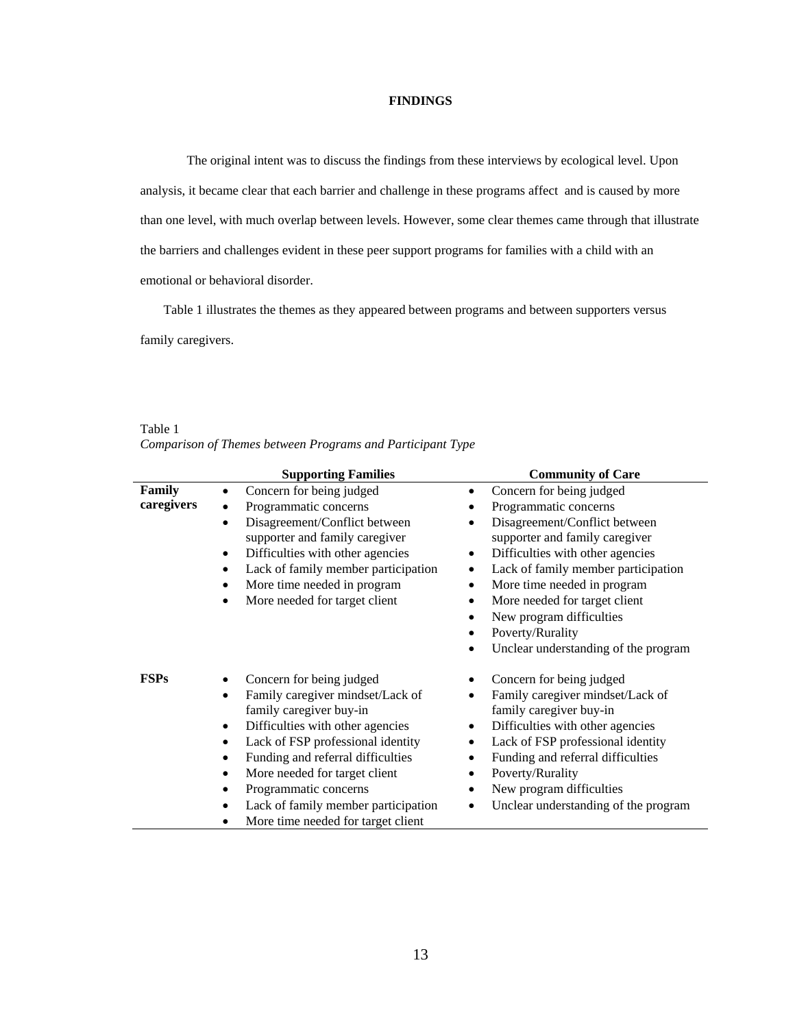# FINDINGS

The original intent was to discuss the findings from these interviews by ecological level. Upon analysis, it became clear that each barrier and challenge in these programs affect and is caused by more than one level, with much overlap between levels. However, some clear themes came through that illustrate the barriers and challenges evident in these peer support programs for families with a child with an emotional or behavioral disorder.

Table 1 illustrates the themes as they appeared between programs and between supporters versus family caregivers.

Table 1
*Comparison of Themes between Programs and Participant Type*

| | **Supporting Families** | **Community of Care** |
|---|---|---|
| **Family caregivers** | • Concern for being judged<br>• Programmatic concerns<br>• Disagreement/Conflict between supporter and family caregiver<br>• Difficulties with other agencies<br>• Lack of family member participation<br>• More time needed in program<br>• More needed for target client | • Concern for being judged<br>• Programmatic concerns<br>• Disagreement/Conflict between supporter and family caregiver<br>• Difficulties with other agencies<br>• Lack of family member participation<br>• More time needed in program<br>• More needed for target client<br>• New program difficulties<br>• Poverty/Rurality<br>• Unclear understanding of the program |
| **FSPs** | • Concern for being judged<br>• Family caregiver mindset/Lack of family caregiver buy-in<br>• Difficulties with other agencies<br>• Lack of FSP professional identity<br>• Funding and referral difficulties<br>• More needed for target client<br>• Programmatic concerns<br>• Lack of family member participation<br>• More time needed for target client | • Concern for being judged<br>• Family caregiver mindset/Lack of family caregiver buy-in<br>• Difficulties with other agencies<br>• Lack of FSP professional identity<br>• Funding and referral difficulties<br>• Poverty/Rurality<br>• New program difficulties<br>• Unclear understanding of the program |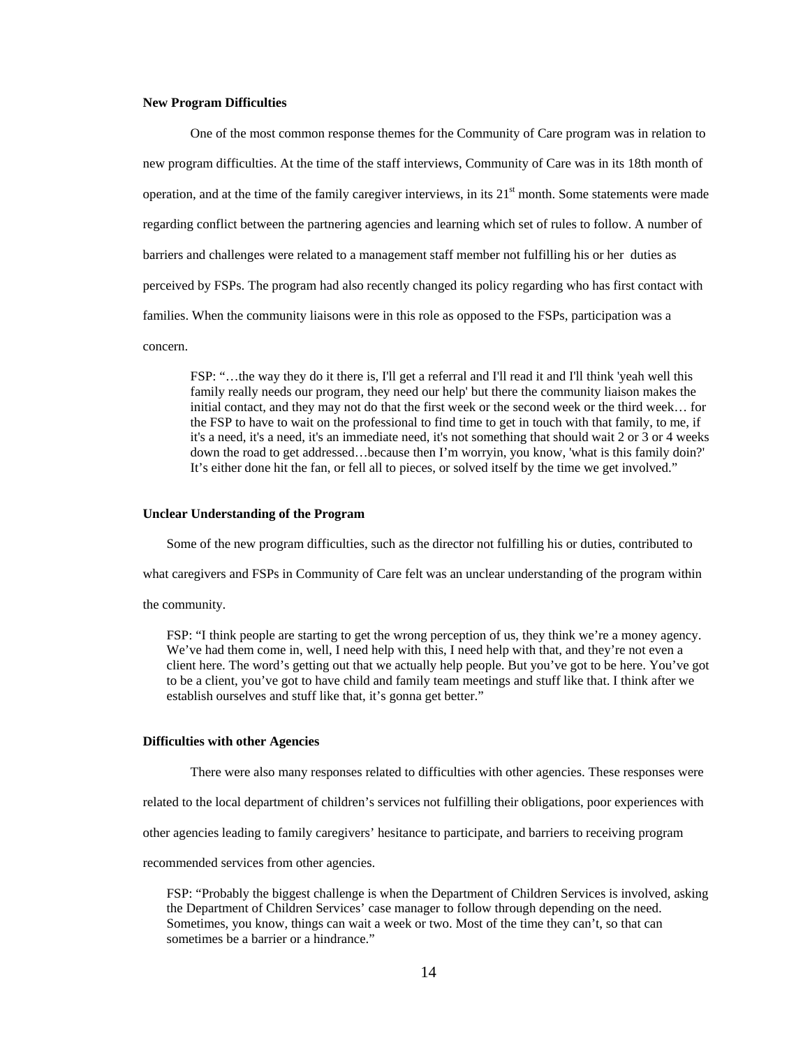**New Program Difficulties**

One of the most common response themes for the Community of Care program was in relation to new program difficulties. At the time of the staff interviews, Community of Care was in its 18th month of operation, and at the time of the family caregiver interviews, in its 21st month. Some statements were made regarding conflict between the partnering agencies and learning which set of rules to follow. A number of barriers and challenges were related to a management staff member not fulfilling his or her duties as perceived by FSPs. The program had also recently changed its policy regarding who has first contact with families. When the community liaisons were in this role as opposed to the FSPs, participation was a concern.

> FSP: "…the way they do it there is, I'll get a referral and I'll read it and I'll think 'yeah well this family really needs our program, they need our help' but there the community liaison makes the initial contact, and they may not do that the first week or the second week or the third week… for the FSP to have to wait on the professional to find time to get in touch with that family, to me, if it's a need, it's a need, it's an immediate need, it's not something that should wait 2 or 3 or 4 weeks down the road to get addressed…because then I'm worryin, you know, 'what is this family doin?' It's either done hit the fan, or fell all to pieces, or solved itself by the time we get involved."

**Unclear Understanding of the Program**

Some of the new program difficulties, such as the director not fulfilling his or duties, contributed to what caregivers and FSPs in Community of Care felt was an unclear understanding of the program within the community.

> FSP: "I think people are starting to get the wrong perception of us, they think we're a money agency. We've had them come in, well, I need help with this, I need help with that, and they're not even a client here. The word's getting out that we actually help people. But you've got to be here. You've got to be a client, you've got to have child and family team meetings and stuff like that. I think after we establish ourselves and stuff like that, it's gonna get better."

**Difficulties with other Agencies**

There were also many responses related to difficulties with other agencies. These responses were related to the local department of children's services not fulfilling their obligations, poor experiences with other agencies leading to family caregivers' hesitance to participate, and barriers to receiving program recommended services from other agencies.

> FSP: "Probably the biggest challenge is when the Department of Children Services is involved, asking the Department of Children Services' case manager to follow through depending on the need. Sometimes, you know, things can wait a week or two. Most of the time they can't, so that can sometimes be a barrier or a hindrance."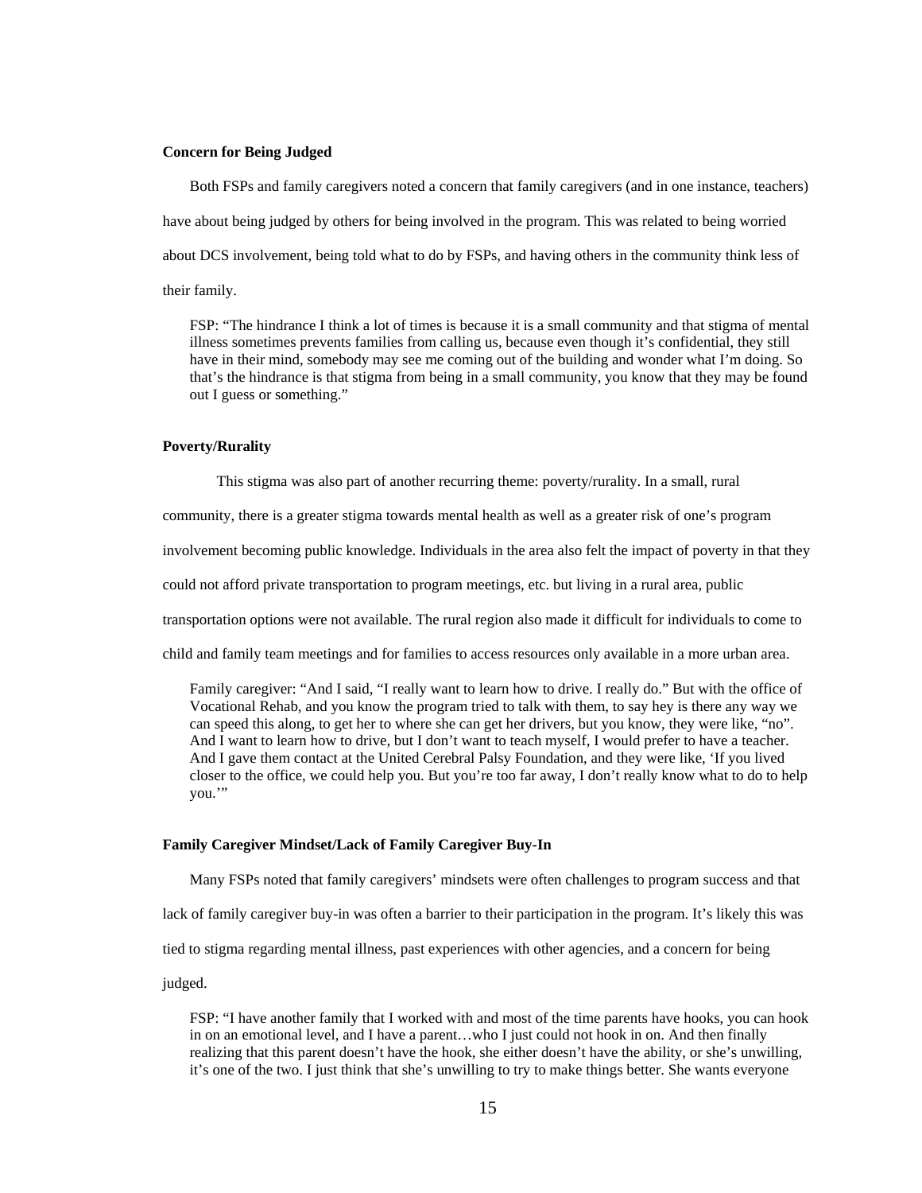**Concern for Being Judged**

Both FSPs and family caregivers noted a concern that family caregivers (and in one instance, teachers) have about being judged by others for being involved in the program. This was related to being worried about DCS involvement, being told what to do by FSPs, and having others in the community think less of their family.

> FSP: "The hindrance I think a lot of times is because it is a small community and that stigma of mental illness sometimes prevents families from calling us, because even though it's confidential, they still have in their mind, somebody may see me coming out of the building and wonder what I'm doing. So that's the hindrance is that stigma from being in a small community, you know that they may be found out I guess or something."

**Poverty/Rurality**

This stigma was also part of another recurring theme: poverty/rurality. In a small, rural community, there is a greater stigma towards mental health as well as a greater risk of one's program involvement becoming public knowledge. Individuals in the area also felt the impact of poverty in that they could not afford private transportation to program meetings, etc. but living in a rural area, public transportation options were not available. The rural region also made it difficult for individuals to come to child and family team meetings and for families to access resources only available in a more urban area.

> Family caregiver: "And I said, "I really want to learn how to drive. I really do." But with the office of Vocational Rehab, and you know the program tried to talk with them, to say hey is there any way we can speed this along, to get her to where she can get her drivers, but you know, they were like, "no". And I want to learn how to drive, but I don't want to teach myself, I would prefer to have a teacher. And I gave them contact at the United Cerebral Palsy Foundation, and they were like, 'If you lived closer to the office, we could help you. But you're too far away, I don't really know what to do to help you.'"

**Family Caregiver Mindset/Lack of Family Caregiver Buy-In**

Many FSPs noted that family caregivers' mindsets were often challenges to program success and that lack of family caregiver buy-in was often a barrier to their participation in the program. It's likely this was tied to stigma regarding mental illness, past experiences with other agencies, and a concern for being judged.

> FSP: "I have another family that I worked with and most of the time parents have hooks, you can hook in on an emotional level, and I have a parent…who I just could not hook in on. And then finally realizing that this parent doesn't have the hook, she either doesn't have the ability, or she's unwilling, it's one of the two. I just think that she's unwilling to try to make things better. She wants everyone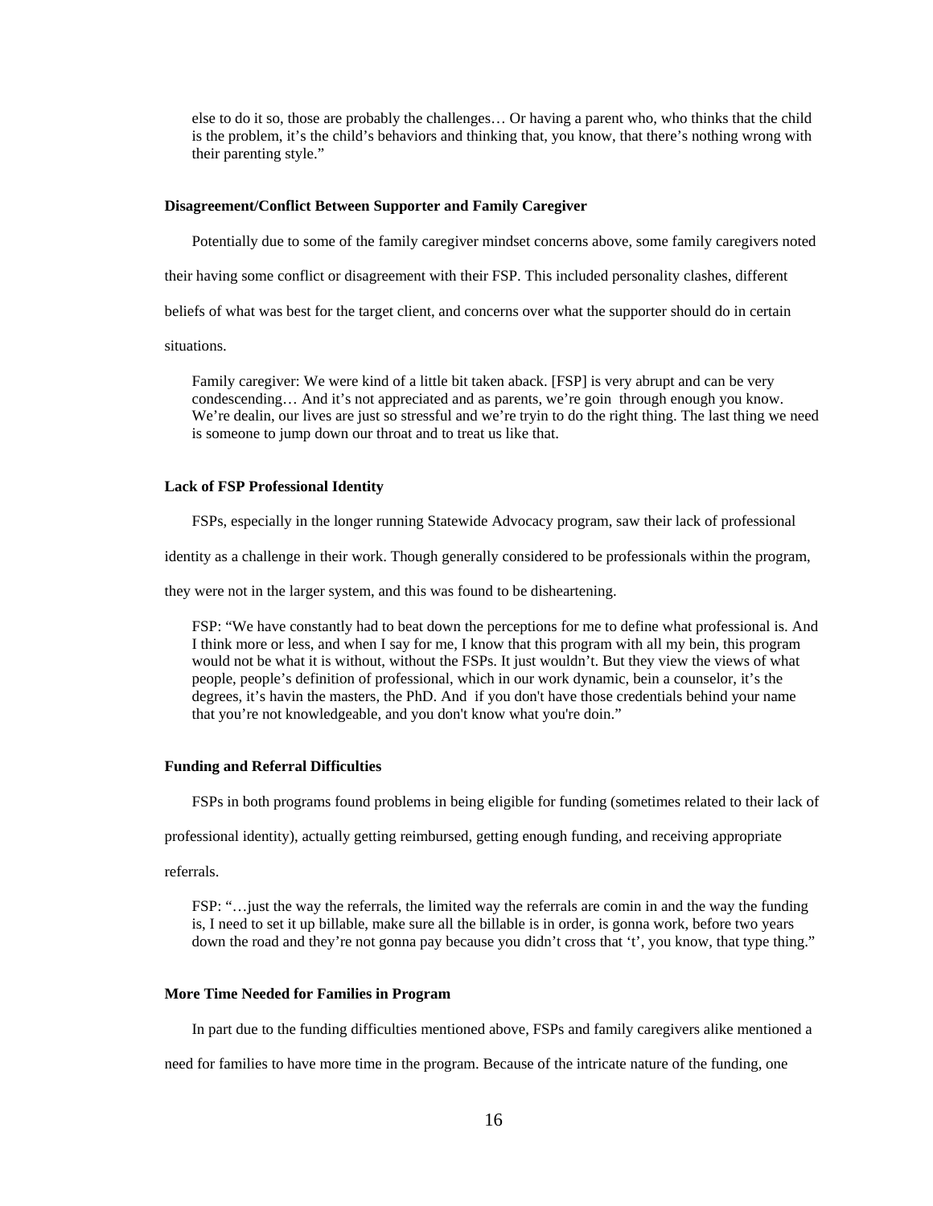> else to do it so, those are probably the challenges… Or having a parent who, who thinks that the child is the problem, it's the child's behaviors and thinking that, you know, that there's nothing wrong with their parenting style."

**Disagreement/Conflict Between Supporter and Family Caregiver**

Potentially due to some of the family caregiver mindset concerns above, some family caregivers noted their having some conflict or disagreement with their FSP. This included personality clashes, different beliefs of what was best for the target client, and concerns over what the supporter should do in certain situations.

> Family caregiver: We were kind of a little bit taken aback. [FSP] is very abrupt and can be very condescending… And it's not appreciated and as parents, we're goin through enough you know. We're dealin, our lives are just so stressful and we're tryin to do the right thing. The last thing we need is someone to jump down our throat and to treat us like that.

**Lack of FSP Professional Identity**

FSPs, especially in the longer running Statewide Advocacy program, saw their lack of professional identity as a challenge in their work. Though generally considered to be professionals within the program, they were not in the larger system, and this was found to be disheartening.

> FSP: "We have constantly had to beat down the perceptions for me to define what professional is. And I think more or less, and when I say for me, I know that this program with all my bein, this program would not be what it is without, without the FSPs. It just wouldn't. But they view the views of what people, people's definition of professional, which in our work dynamic, bein a counselor, it's the degrees, it's havin the masters, the PhD. And if you don't have those credentials behind your name that you're not knowledgeable, and you don't know what you're doin."

**Funding and Referral Difficulties**

FSPs in both programs found problems in being eligible for funding (sometimes related to their lack of professional identity), actually getting reimbursed, getting enough funding, and receiving appropriate referrals.

> FSP: "…just the way the referrals, the limited way the referrals are comin in and the way the funding is, I need to set it up billable, make sure all the billable is in order, is gonna work, before two years down the road and they're not gonna pay because you didn't cross that 't', you know, that type thing."

**More Time Needed for Families in Program**

In part due to the funding difficulties mentioned above, FSPs and family caregivers alike mentioned a need for families to have more time in the program. Because of the intricate nature of the funding, one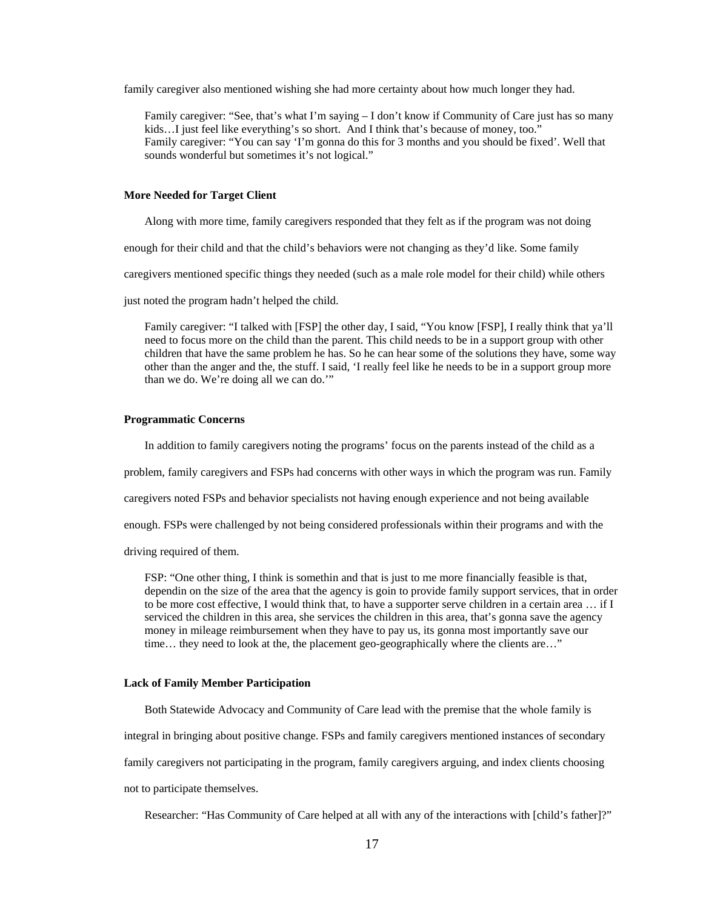family caregiver also mentioned wishing she had more certainty about how much longer they had.

> Family caregiver: "See, that's what I'm saying – I don't know if Community of Care just has so many kids…I just feel like everything's so short. And I think that's because of money, too."
> Family caregiver: "You can say 'I'm gonna do this for 3 months and you should be fixed'. Well that sounds wonderful but sometimes it's not logical."

**More Needed for Target Client**

Along with more time, family caregivers responded that they felt as if the program was not doing enough for their child and that the child's behaviors were not changing as they'd like. Some family caregivers mentioned specific things they needed (such as a male role model for their child) while others just noted the program hadn't helped the child.

> Family caregiver: "I talked with [FSP] the other day, I said, "You know [FSP], I really think that ya'll need to focus more on the child than the parent. This child needs to be in a support group with other children that have the same problem he has. So he can hear some of the solutions they have, some way other than the anger and the, the stuff. I said, 'I really feel like he needs to be in a support group more than we do. We're doing all we can do.'"

**Programmatic Concerns**

In addition to family caregivers noting the programs' focus on the parents instead of the child as a problem, family caregivers and FSPs had concerns with other ways in which the program was run. Family caregivers noted FSPs and behavior specialists not having enough experience and not being available enough. FSPs were challenged by not being considered professionals within their programs and with the driving required of them.

> FSP: "One other thing, I think is somethin and that is just to me more financially feasible is that, dependin on the size of the area that the agency is goin to provide family support services, that in order to be more cost effective, I would think that, to have a supporter serve children in a certain area … if I serviced the children in this area, she services the children in this area, that's gonna save the agency money in mileage reimbursement when they have to pay us, its gonna most importantly save our time… they need to look at the, the placement geo-geographically where the clients are…"

**Lack of Family Member Participation**

Both Statewide Advocacy and Community of Care lead with the premise that the whole family is integral in bringing about positive change. FSPs and family caregivers mentioned instances of secondary family caregivers not participating in the program, family caregivers arguing, and index clients choosing not to participate themselves.

> Researcher: "Has Community of Care helped at all with any of the interactions with [child's father]?"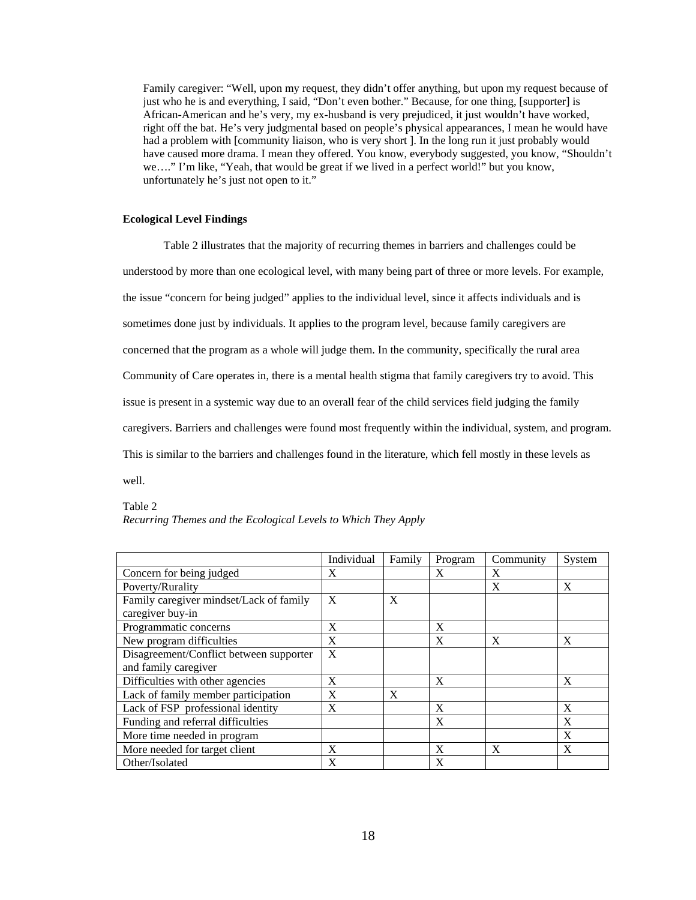Family caregiver: "Well, upon my request, they didn't offer anything, but upon my request because of just who he is and everything, I said, "Don't even bother." Because, for one thing, [supporter] is African-American and he's very, my ex-husband is very prejudiced, it just wouldn't have worked, right off the bat. He's very judgmental based on people's physical appearances, I mean he would have had a problem with [community liaison, who is very short ]. In the long run it just probably would have caused more drama. I mean they offered. You know, everybody suggested, you know, "Shouldn't we…." I'm like, "Yeah, that would be great if we lived in a perfect world!" but you know, unfortunately he's just not open to it."

**Ecological Level Findings**

Table 2 illustrates that the majority of recurring themes in barriers and challenges could be understood by more than one ecological level, with many being part of three or more levels. For example, the issue "concern for being judged" applies to the individual level, since it affects individuals and is sometimes done just by individuals. It applies to the program level, because family caregivers are concerned that the program as a whole will judge them. In the community, specifically the rural area Community of Care operates in, there is a mental health stigma that family caregivers try to avoid. This issue is present in a systemic way due to an overall fear of the child services field judging the family caregivers. Barriers and challenges were found most frequently within the individual, system, and program. This is similar to the barriers and challenges found in the literature, which fell mostly in these levels as well.

Table 2
*Recurring Themes and the Ecological Levels to Which They Apply*

| | Individual | Family | Program | Community | System |
|---|---|---|---|---|---|
| Concern for being judged | X | | X | X | |
| Poverty/Rurality | | | | X | X |
| Family caregiver mindset/Lack of family caregiver buy-in | X | X | | | |
| Programmatic concerns | X | | X | | |
| New program difficulties | X | | X | X | X |
| Disagreement/Conflict between supporter and family caregiver | X | | | | |
| Difficulties with other agencies | X | | X | | X |
| Lack of family member participation | X | X | | | |
| Lack of FSP professional identity | X | | X | | X |
| Funding and referral difficulties | | | X | | X |
| More time needed in program | | | | | X |
| More needed for target client | X | | X | X | X |
| Other/Isolated | X | | X | | |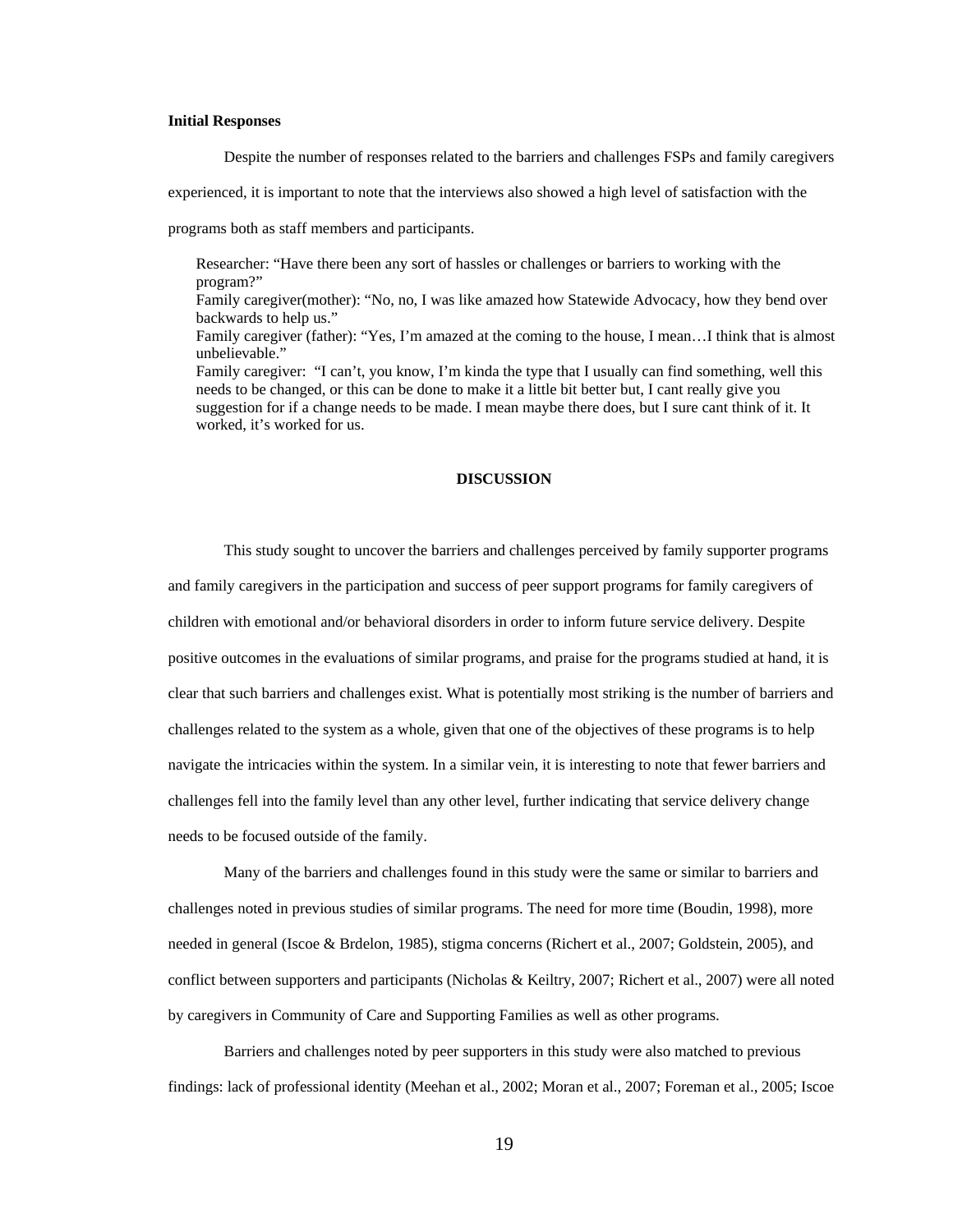**Initial Responses**

Despite the number of responses related to the barriers and challenges FSPs and family caregivers experienced, it is important to note that the interviews also showed a high level of satisfaction with the programs both as staff members and participants.

> Researcher: "Have there been any sort of hassles or challenges or barriers to working with the program?"
> Family caregiver(mother): "No, no, I was like amazed how Statewide Advocacy, how they bend over backwards to help us."
> Family caregiver (father): "Yes, I'm amazed at the coming to the house, I mean…I think that is almost unbelievable."
> Family caregiver: "I can't, you know, I'm kinda the type that I usually can find something, well this needs to be changed, or this can be done to make it a little bit better but, I cant really give you suggestion for if a change needs to be made. I mean maybe there does, but I sure cant think of it. It worked, it's worked for us.

## DISCUSSION

This study sought to uncover the barriers and challenges perceived by family supporter programs and family caregivers in the participation and success of peer support programs for family caregivers of children with emotional and/or behavioral disorders in order to inform future service delivery. Despite positive outcomes in the evaluations of similar programs, and praise for the programs studied at hand, it is clear that such barriers and challenges exist. What is potentially most striking is the number of barriers and challenges related to the system as a whole, given that one of the objectives of these programs is to help navigate the intricacies within the system. In a similar vein, it is interesting to note that fewer barriers and challenges fell into the family level than any other level, further indicating that service delivery change needs to be focused outside of the family.

Many of the barriers and challenges found in this study were the same or similar to barriers and challenges noted in previous studies of similar programs. The need for more time (Boudin, 1998), more needed in general (Iscoe & Brdelon, 1985), stigma concerns (Richert et al., 2007; Goldstein, 2005), and conflict between supporters and participants (Nicholas & Keiltry, 2007; Richert et al., 2007) were all noted by caregivers in Community of Care and Supporting Families as well as other programs.

Barriers and challenges noted by peer supporters in this study were also matched to previous findings: lack of professional identity (Meehan et al., 2002; Moran et al., 2007; Foreman et al., 2005; Iscoe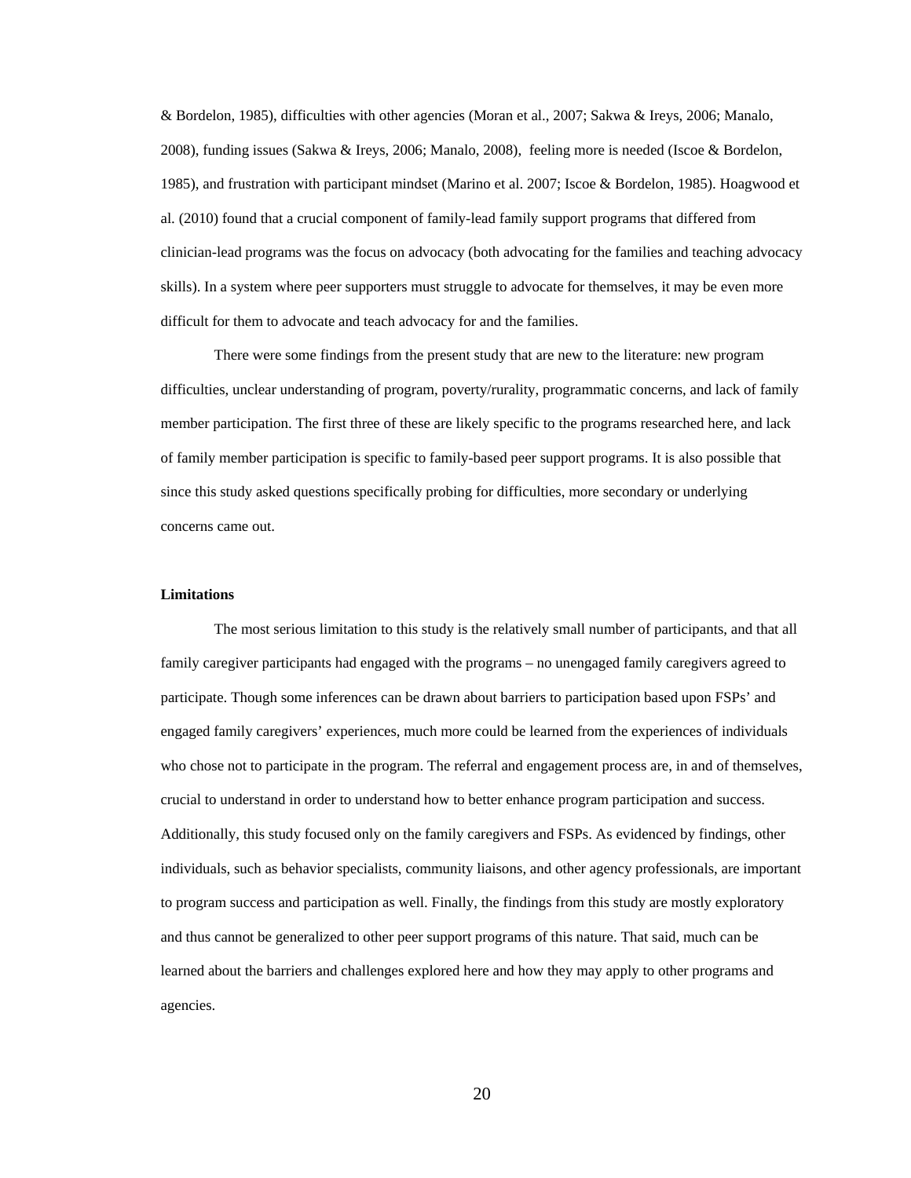& Bordelon, 1985), difficulties with other agencies (Moran et al., 2007; Sakwa & Ireys, 2006; Manalo, 2008), funding issues (Sakwa & Ireys, 2006; Manalo, 2008), feeling more is needed (Iscoe & Bordelon, 1985), and frustration with participant mindset (Marino et al. 2007; Iscoe & Bordelon, 1985). Hoagwood et al. (2010) found that a crucial component of family-lead family support programs that differed from clinician-lead programs was the focus on advocacy (both advocating for the families and teaching advocacy skills). In a system where peer supporters must struggle to advocate for themselves, it may be even more difficult for them to advocate and teach advocacy for and the families.

There were some findings from the present study that are new to the literature: new program difficulties, unclear understanding of program, poverty/rurality, programmatic concerns, and lack of family member participation. The first three of these are likely specific to the programs researched here, and lack of family member participation is specific to family-based peer support programs. It is also possible that since this study asked questions specifically probing for difficulties, more secondary or underlying concerns came out.

**Limitations**

The most serious limitation to this study is the relatively small number of participants, and that all family caregiver participants had engaged with the programs – no unengaged family caregivers agreed to participate. Though some inferences can be drawn about barriers to participation based upon FSPs' and engaged family caregivers' experiences, much more could be learned from the experiences of individuals who chose not to participate in the program. The referral and engagement process are, in and of themselves, crucial to understand in order to understand how to better enhance program participation and success. Additionally, this study focused only on the family caregivers and FSPs. As evidenced by findings, other individuals, such as behavior specialists, community liaisons, and other agency professionals, are important to program success and participation as well. Finally, the findings from this study are mostly exploratory and thus cannot be generalized to other peer support programs of this nature. That said, much can be learned about the barriers and challenges explored here and how they may apply to other programs and agencies.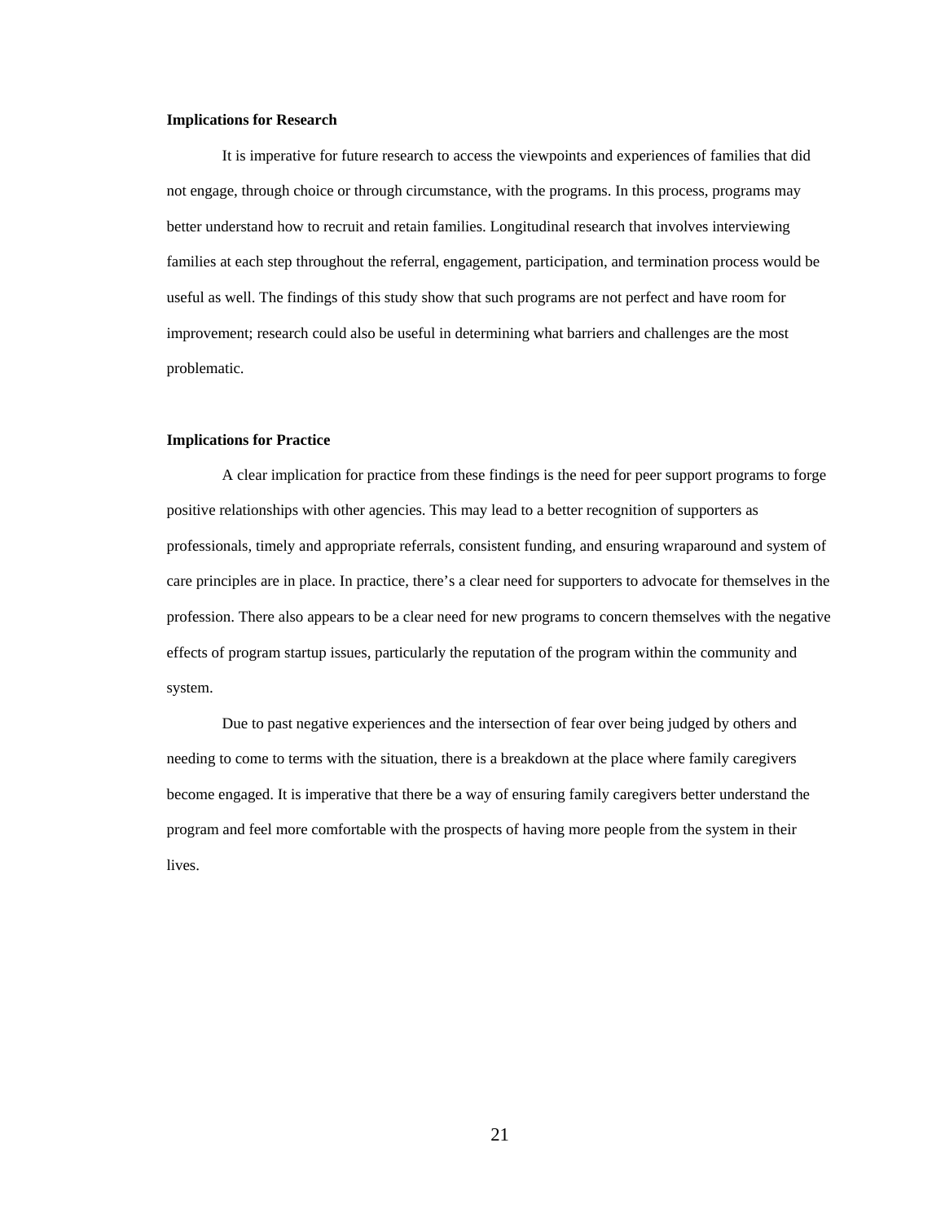### Implications for Research

It is imperative for future research to access the viewpoints and experiences of families that did not engage, through choice or through circumstance, with the programs. In this process, programs may better understand how to recruit and retain families. Longitudinal research that involves interviewing families at each step throughout the referral, engagement, participation, and termination process would be useful as well. The findings of this study show that such programs are not perfect and have room for improvement; research could also be useful in determining what barriers and challenges are the most problematic.

### Implications for Practice

A clear implication for practice from these findings is the need for peer support programs to forge positive relationships with other agencies. This may lead to a better recognition of supporters as professionals, timely and appropriate referrals, consistent funding, and ensuring wraparound and system of care principles are in place. In practice, there's a clear need for supporters to advocate for themselves in the profession. There also appears to be a clear need for new programs to concern themselves with the negative effects of program startup issues, particularly the reputation of the program within the community and system.

Due to past negative experiences and the intersection of fear over being judged by others and needing to come to terms with the situation, there is a breakdown at the place where family caregivers become engaged. It is imperative that there be a way of ensuring family caregivers better understand the program and feel more comfortable with the prospects of having more people from the system in their lives.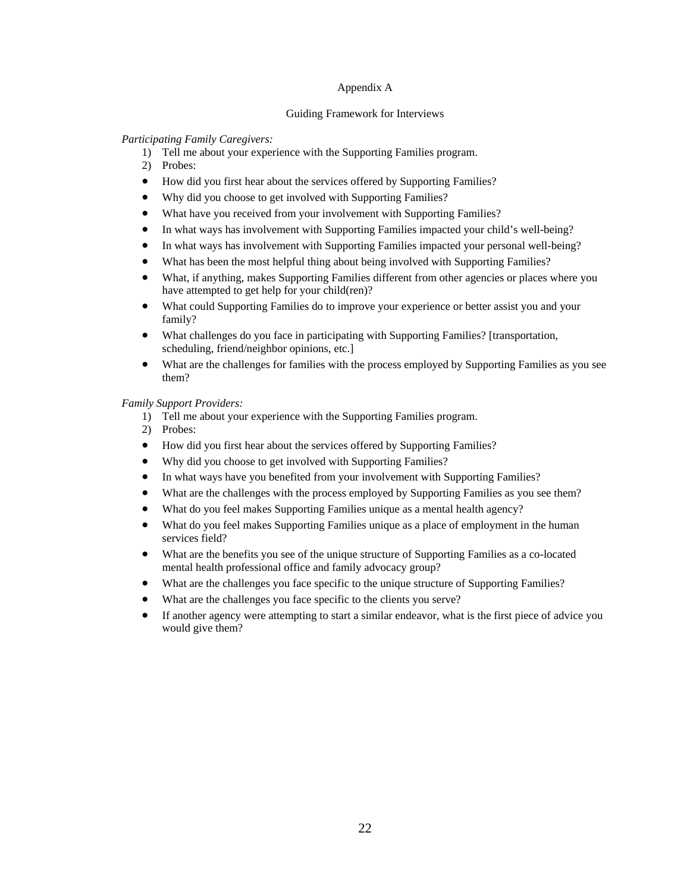# Appendix A

## Guiding Framework for Interviews

*Participating Family Caregivers:*

1) Tell me about your experience with the Supporting Families program.
2) Probes:

- How did you first hear about the services offered by Supporting Families?
- Why did you choose to get involved with Supporting Families?
- What have you received from your involvement with Supporting Families?
- In what ways has involvement with Supporting Families impacted your child's well-being?
- In what ways has involvement with Supporting Families impacted your personal well-being?
- What has been the most helpful thing about being involved with Supporting Families?
- What, if anything, makes Supporting Families different from other agencies or places where you have attempted to get help for your child(ren)?
- What could Supporting Families do to improve your experience or better assist you and your family?
- What challenges do you face in participating with Supporting Families? [transportation, scheduling, friend/neighbor opinions, etc.]
- What are the challenges for families with the process employed by Supporting Families as you see them?

*Family Support Providers:*

1) Tell me about your experience with the Supporting Families program.
2) Probes:

- How did you first hear about the services offered by Supporting Families?
- Why did you choose to get involved with Supporting Families?
- In what ways have you benefited from your involvement with Supporting Families?
- What are the challenges with the process employed by Supporting Families as you see them?
- What do you feel makes Supporting Families unique as a mental health agency?
- What do you feel makes Supporting Families unique as a place of employment in the human services field?
- What are the benefits you see of the unique structure of Supporting Families as a co-located mental health professional office and family advocacy group?
- What are the challenges you face specific to the unique structure of Supporting Families?
- What are the challenges you face specific to the clients you serve?
- If another agency were attempting to start a similar endeavor, what is the first piece of advice you would give them?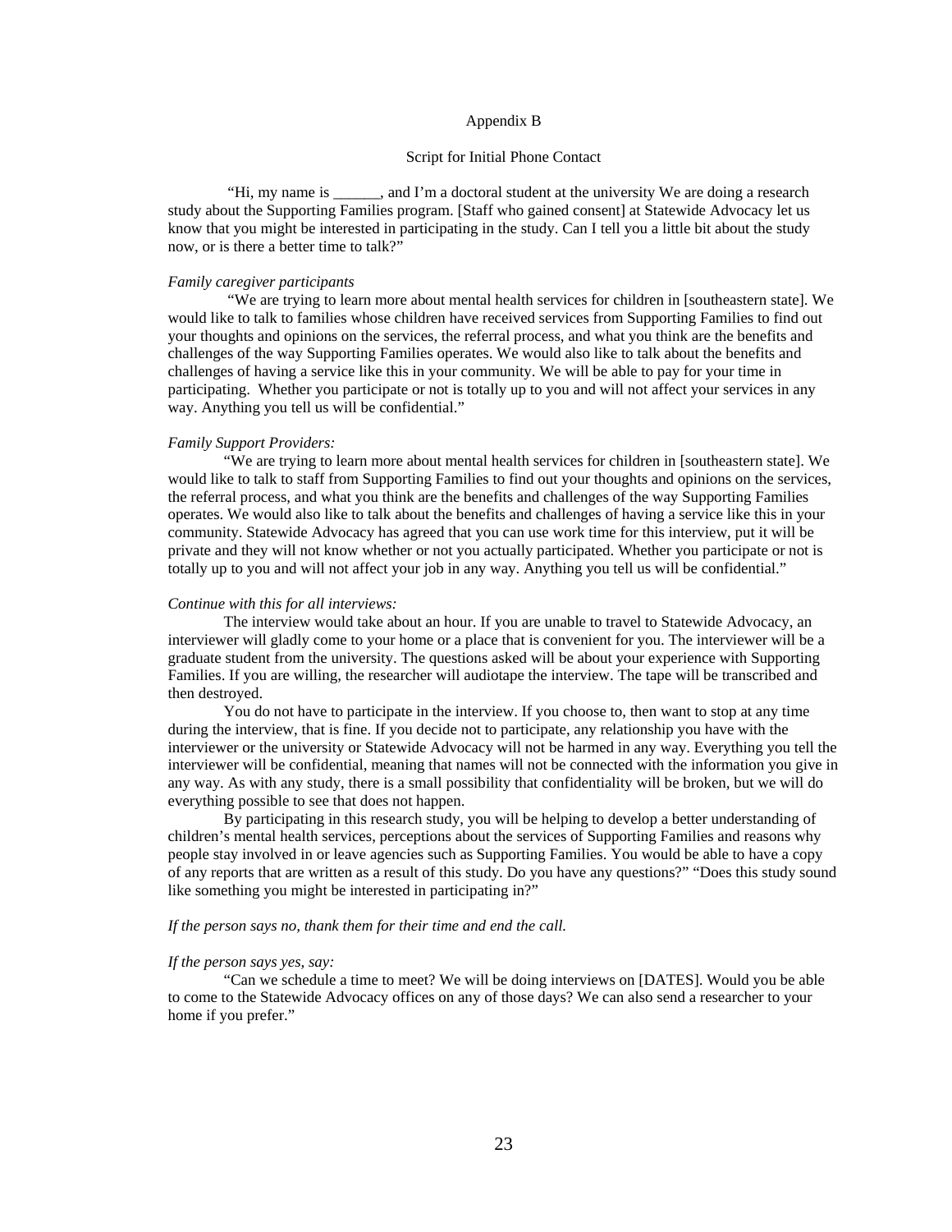Appendix B

Script for Initial Phone Contact

"Hi, my name is ______, and I'm a doctoral student at the university We are doing a research study about the Supporting Families program. [Staff who gained consent] at Statewide Advocacy let us know that you might be interested in participating in the study. Can I tell you a little bit about the study now, or is there a better time to talk?"

*Family caregiver participants*

"We are trying to learn more about mental health services for children in [southeastern state]. We would like to talk to families whose children have received services from Supporting Families to find out your thoughts and opinions on the services, the referral process, and what you think are the benefits and challenges of the way Supporting Families operates. We would also like to talk about the benefits and challenges of having a service like this in your community. We will be able to pay for your time in participating. Whether you participate or not is totally up to you and will not affect your services in any way. Anything you tell us will be confidential."

*Family Support Providers:*

"We are trying to learn more about mental health services for children in [southeastern state]. We would like to talk to staff from Supporting Families to find out your thoughts and opinions on the services, the referral process, and what you think are the benefits and challenges of the way Supporting Families operates. We would also like to talk about the benefits and challenges of having a service like this in your community. Statewide Advocacy has agreed that you can use work time for this interview, put it will be private and they will not know whether or not you actually participated. Whether you participate or not is totally up to you and will not affect your job in any way. Anything you tell us will be confidential."

*Continue with this for all interviews:*

The interview would take about an hour. If you are unable to travel to Statewide Advocacy, an interviewer will gladly come to your home or a place that is convenient for you. The interviewer will be a graduate student from the university. The questions asked will be about your experience with Supporting Families. If you are willing, the researcher will audiotape the interview. The tape will be transcribed and then destroyed.

You do not have to participate in the interview. If you choose to, then want to stop at any time during the interview, that is fine. If you decide not to participate, any relationship you have with the interviewer or the university or Statewide Advocacy will not be harmed in any way. Everything you tell the interviewer will be confidential, meaning that names will not be connected with the information you give in any way. As with any study, there is a small possibility that confidentiality will be broken, but we will do everything possible to see that does not happen.

By participating in this research study, you will be helping to develop a better understanding of children's mental health services, perceptions about the services of Supporting Families and reasons why people stay involved in or leave agencies such as Supporting Families. You would be able to have a copy of any reports that are written as a result of this study. Do you have any questions?" "Does this study sound like something you might be interested in participating in?"

*If the person says no, thank them for their time and end the call.*

*If the person says yes, say:*

"Can we schedule a time to meet? We will be doing interviews on [DATES]. Would you be able to come to the Statewide Advocacy offices on any of those days? We can also send a researcher to your home if you prefer."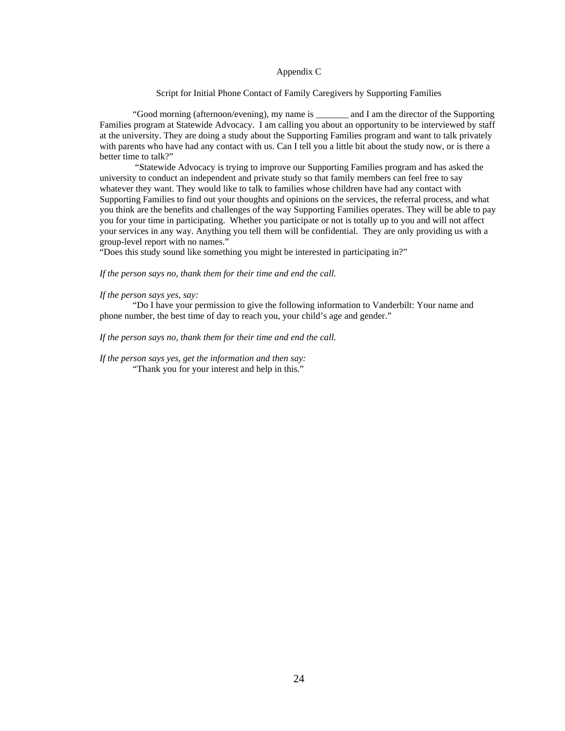# Appendix C

## Script for Initial Phone Contact of Family Caregivers by Supporting Families

"Good morning (afternoon/evening), my name is _______ and I am the director of the Supporting Families program at Statewide Advocacy. I am calling you about an opportunity to be interviewed by staff at the university. They are doing a study about the Supporting Families program and want to talk privately with parents who have had any contact with us. Can I tell you a little bit about the study now, or is there a better time to talk?"

"Statewide Advocacy is trying to improve our Supporting Families program and has asked the university to conduct an independent and private study so that family members can feel free to say whatever they want. They would like to talk to families whose children have had any contact with Supporting Families to find out your thoughts and opinions on the services, the referral process, and what you think are the benefits and challenges of the way Supporting Families operates. They will be able to pay you for your time in participating. Whether you participate or not is totally up to you and will not affect your services in any way. Anything you tell them will be confidential. They are only providing us with a group-level report with no names."

"Does this study sound like something you might be interested in participating in?"

*If the person says no, thank them for their time and end the call.*

*If the person says yes, say:*

"Do I have your permission to give the following information to Vanderbilt: Your name and phone number, the best time of day to reach you, your child's age and gender."

*If the person says no, thank them for their time and end the call.*

*If the person says yes, get the information and then say:*

"Thank you for your interest and help in this."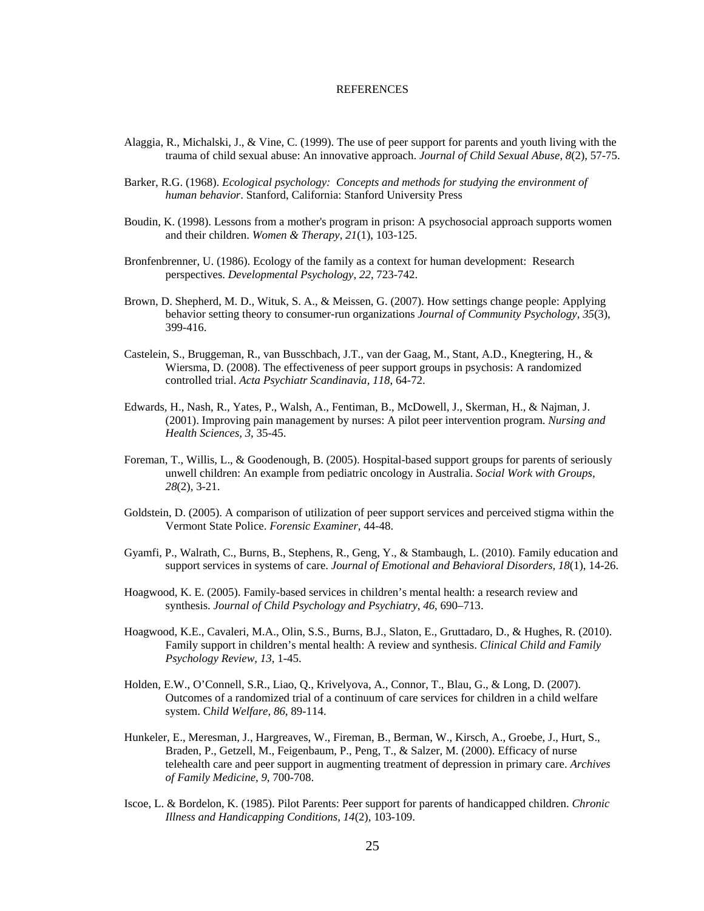# REFERENCES

Alaggia, R., Michalski, J., & Vine, C. (1999). The use of peer support for parents and youth living with the trauma of child sexual abuse: An innovative approach. *Journal of Child Sexual Abuse, 8*(2), 57-75.

Barker, R.G. (1968). *Ecological psychology: Concepts and methods for studying the environment of human behavior*. Stanford, California: Stanford University Press

Boudin, K. (1998). Lessons from a mother's program in prison: A psychosocial approach supports women and their children. *Women & Therapy, 21*(1), 103-125.

Bronfenbrenner, U. (1986). Ecology of the family as a context for human development: Research perspectives. *Developmental Psychology, 22*, 723-742.

Brown, D. Shepherd, M. D., Wituk, S. A., & Meissen, G. (2007). How settings change people: Applying behavior setting theory to consumer-run organizations *Journal of Community Psychology*, *35*(3), 399-416.

Castelein, S., Bruggeman, R., van Busschbach, J.T., van der Gaag, M., Stant, A.D., Knegtering, H., & Wiersma, D. (2008). The effectiveness of peer support groups in psychosis: A randomized controlled trial. *Acta Psychiatr Scandinavia, 118,* 64-72.

Edwards, H., Nash, R., Yates, P., Walsh, A., Fentiman, B., McDowell, J., Skerman, H., & Najman, J. (2001). Improving pain management by nurses: A pilot peer intervention program. *Nursing and Health Sciences, 3*, 35-45.

Foreman, T., Willis, L., & Goodenough, B. (2005). Hospital-based support groups for parents of seriously unwell children: An example from pediatric oncology in Australia. *Social Work with Groups, 28*(2), 3-21.

Goldstein, D. (2005). A comparison of utilization of peer support services and perceived stigma within the Vermont State Police. *Forensic Examiner,* 44-48.

Gyamfi, P., Walrath, C., Burns, B., Stephens, R., Geng, Y., & Stambaugh, L. (2010). Family education and support services in systems of care. *Journal of Emotional and Behavioral Disorders, 18*(1), 14-26.

Hoagwood, K. E. (2005). Family-based services in children's mental health: a research review and synthesis. *Journal of Child Psychology and Psychiatry*, *46*, 690–713.

Hoagwood, K.E., Cavaleri, M.A., Olin, S.S., Burns, B.J., Slaton, E., Gruttadaro, D., & Hughes, R. (2010). Family support in children's mental health: A review and synthesis. *Clinical Child and Family Psychology Review, 13*, 1-45.

Holden, E.W., O'Connell, S.R., Liao, Q., Krivelyova, A., Connor, T., Blau, G., & Long, D. (2007). Outcomes of a randomized trial of a continuum of care services for children in a child welfare system. C*hild Welfare, 86*, 89-114.

Hunkeler, E., Meresman, J., Hargreaves, W., Fireman, B., Berman, W., Kirsch, A., Groebe, J., Hurt, S., Braden, P., Getzell, M., Feigenbaum, P., Peng, T., & Salzer, M. (2000). Efficacy of nurse telehealth care and peer support in augmenting treatment of depression in primary care. *Archives of Family Medicine, 9*, 700-708.

Iscoe, L. & Bordelon, K. (1985). Pilot Parents: Peer support for parents of handicapped children. *Chronic Illness and Handicapping Conditions, 14*(2), 103-109.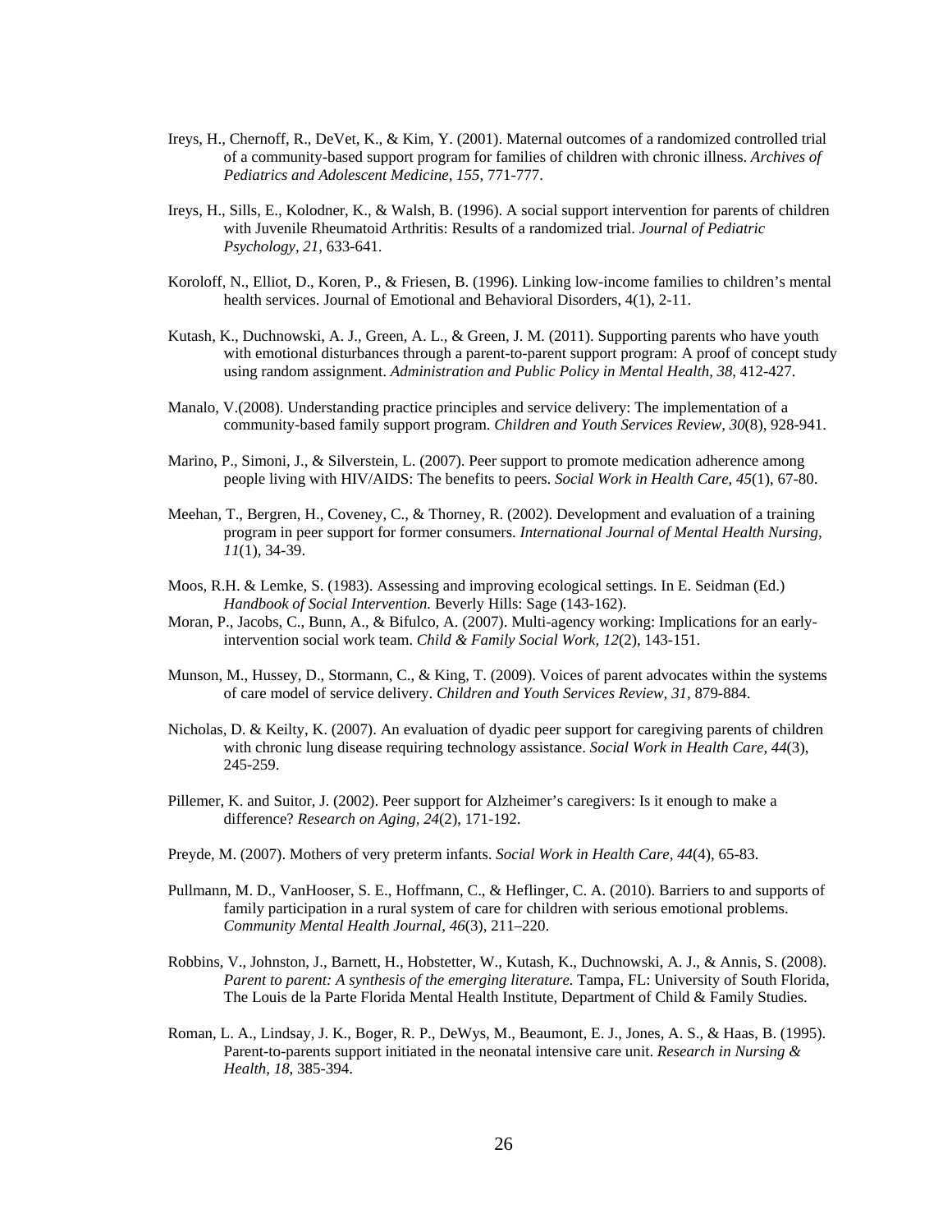Ireys, H., Chernoff, R., DeVet, K., & Kim, Y. (2001). Maternal outcomes of a randomized controlled trial of a community-based support program for families of children with chronic illness. *Archives of Pediatrics and Adolescent Medicine, 155*, 771-777.

Ireys, H., Sills, E., Kolodner, K., & Walsh, B. (1996). A social support intervention for parents of children with Juvenile Rheumatoid Arthritis: Results of a randomized trial. *Journal of Pediatric Psychology, 21*, 633-641.

Koroloff, N., Elliot, D., Koren, P., & Friesen, B. (1996). Linking low-income families to children's mental health services. Journal of Emotional and Behavioral Disorders, 4(1), 2-11.

Kutash, K., Duchnowski, A. J., Green, A. L., & Green, J. M. (2011). Supporting parents who have youth with emotional disturbances through a parent-to-parent support program: A proof of concept study using random assignment. *Administration and Public Policy in Mental Health, 38*, 412-427.

Manalo, V.(2008). Understanding practice principles and service delivery: The implementation of a community-based family support program. *Children and Youth Services Review, 30*(8), 928-941.

Marino, P., Simoni, J., & Silverstein, L. (2007). Peer support to promote medication adherence among people living with HIV/AIDS: The benefits to peers. *Social Work in Health Care, 45*(1), 67-80.

Meehan, T., Bergren, H., Coveney, C., & Thorney, R. (2002). Development and evaluation of a training program in peer support for former consumers. *International Journal of Mental Health Nursing, 11*(1), 34-39.

Moos, R.H. & Lemke, S. (1983). Assessing and improving ecological settings. In E. Seidman (Ed.) *Handbook of Social Intervention.* Beverly Hills: Sage (143-162).

Moran, P., Jacobs, C., Bunn, A., & Bifulco, A. (2007). Multi-agency working: Implications for an early-intervention social work team. *Child & Family Social Work, 12*(2), 143-151.

Munson, M., Hussey, D., Stormann, C., & King, T. (2009). Voices of parent advocates within the systems of care model of service delivery. *Children and Youth Services Review, 31*, 879-884.

Nicholas, D. & Keilty, K. (2007). An evaluation of dyadic peer support for caregiving parents of children with chronic lung disease requiring technology assistance. *Social Work in Health Care, 44*(3), 245-259.

Pillemer, K. and Suitor, J. (2002). Peer support for Alzheimer's caregivers: Is it enough to make a difference? *Research on Aging, 24*(2), 171-192.

Preyde, M. (2007). Mothers of very preterm infants. *Social Work in Health Care, 44*(4), 65-83.

Pullmann, M. D., VanHooser, S. E., Hoffmann, C., & Heflinger, C. A. (2010). Barriers to and supports of family participation in a rural system of care for children with serious emotional problems. *Community Mental Health Journal, 46*(3), 211–220.

Robbins, V., Johnston, J., Barnett, H., Hobstetter, W., Kutash, K., Duchnowski, A. J., & Annis, S. (2008). *Parent to parent: A synthesis of the emerging literature.* Tampa, FL: University of South Florida, The Louis de la Parte Florida Mental Health Institute, Department of Child & Family Studies.

Roman, L. A., Lindsay, J. K., Boger, R. P., DeWys, M., Beaumont, E. J., Jones, A. S., & Haas, B. (1995). Parent-to-parents support initiated in the neonatal intensive care unit. *Research in Nursing & Health, 18*, 385-394.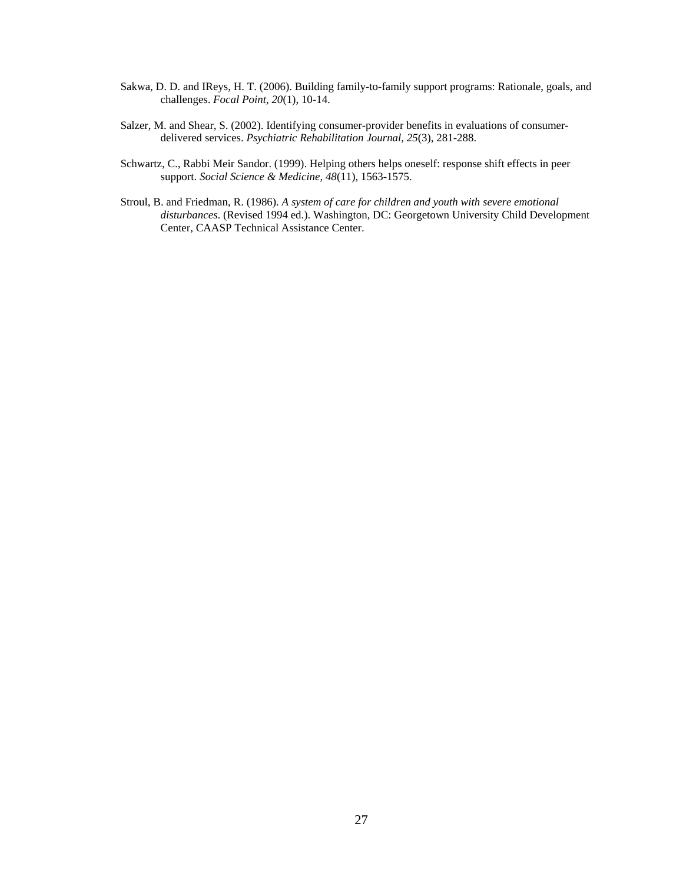Sakwa, D. D. and IReys, H. T. (2006). Building family-to-family support programs: Rationale, goals, and challenges. *Focal Point, 20*(1), 10-14.

Salzer, M. and Shear, S. (2002). Identifying consumer-provider benefits in evaluations of consumer-delivered services. *Psychiatric Rehabilitation Journal, 25*(3), 281-288.

Schwartz, C., Rabbi Meir Sandor. (1999). Helping others helps oneself: response shift effects in peer support. *Social Science & Medicine, 48*(11), 1563-1575.

Stroul, B. and Friedman, R. (1986). *A system of care for children and youth with severe emotional disturbances*. (Revised 1994 ed.). Washington, DC: Georgetown University Child Development Center, CAASP Technical Assistance Center.